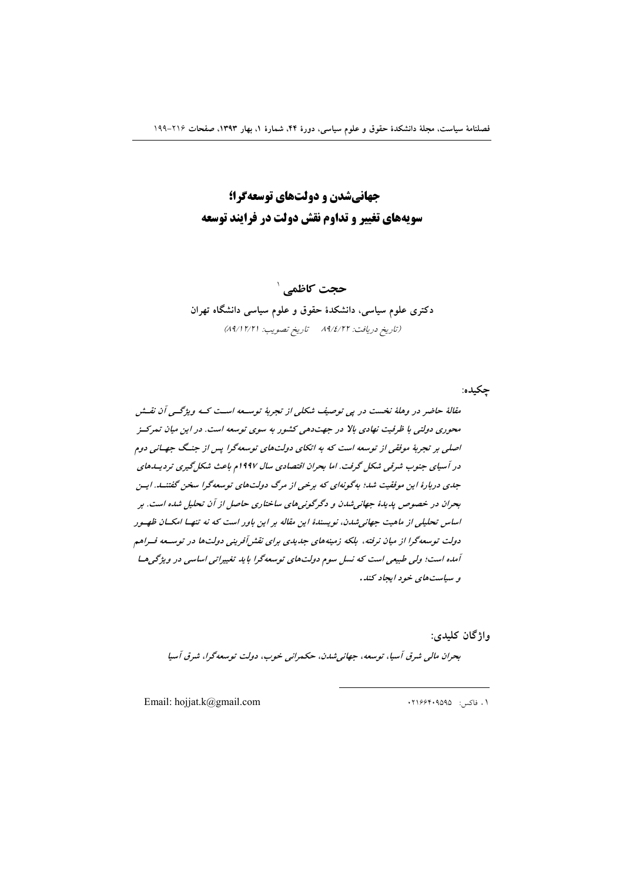# جهانی‌شدن و دولت‌های توسعه‌گرا؛ سویه‌های تغییر و تداوم نقش دولت در فرایند توسعه

**حجت کاظمی** [1]

دکتری علوم سیاسی، دانشکدهٔ حقوق و علوم سیاسی دانشگاه تهران

*(تاریخ دریافت: ۸۹/۴/۲۲ تاریخ تصویب: ۸۹/۱۲/۲۱)*

**چکیده:**

*مقالهٔ حاضر در وهلهٔ نخست در پی توصیف شکلی از تجربهٔ توسعه است که ویژگی آن نقش محوری دولتی با ظرفیت نهادی بالا در جهت‌دهی کشور به سوی توسعه است. در این میان تمرکز اصلی بر تجربهٔ موفقی از توسعه است که به اتکای دولت‌های توسعه‌گرا پس از جنگ جهانی دوم در آسیای جنوب شرقی شکل گرفت. اما بحران اقتصادی سال ۱۹۹۷م باعث شکل‌گیری تردیدهای جدی دربارهٔ این موفقیت شد؛ به‌گونه‌ای که برخی از مرگ دولت‌های توسعه‌گرا سخن گفتند. این بحران در خصوص پدیدهٔ جهانی‌شدن و دگرگونی‌های ساختاری حاصل از آن تحلیل شده است. بر اساس تحلیلی از ماهیت جهانی‌شدن، نویسندهٔ این مقاله بر این باور است که نه تنها امکان ظهور دولت توسعه‌گرا از میان نرفته، بلکه زمینه‌های جدیدی برای نقش‌آفرینی دولت‌ها در توسعه فراهم آمده است؛ ولی طبیعی است که نسل سوم دولت‌های توسعه‌گرا باید تغییراتی اساسی در ویژگی‌ها و سیاست‌های خود ایجاد کند.*

**واژگان کلیدی:**

*بحران مالی شرق آسیا، توسعه، جهانی‌شدن، حکمرانی خوب، دولت توسعه‌گرا، شرق آسیا*

---

[1] فاکس: ۰۲۱۶۶۴۰۹۵۹۵

Email: hojjat.k@gmail.com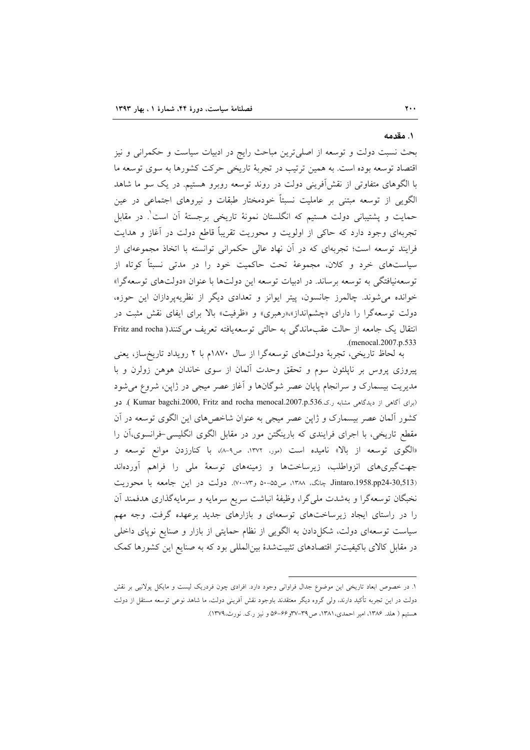## ۱. مقدمه

بحث نسبت دولت و توسعه از اصلی‌ترین مباحث رایج در ادبیات سیاست و حکمرانی و نیز اقتصاد توسعه بوده است. به همین ترتیب در تجربهٔ تاریخی حرکت کشورها به سوی توسعه ما با الگوهای متفاوتی از نقش‌آفرینی دولت در روند توسعه روبرو هستیم. در یک سو ما شاهد الگویی از توسعه مبتنی بر عاملیت نسبتاً خودمختار طبقات و نیروهای اجتماعی در عین حمایت و پشتیبانی دولت هستیم که انگلستان نمونهٔ تاریخی برجستهٔ آن است[۱]. در مقابل تجربه‌ای وجود دارد که حاکی از اولویت و محوریت تقریباً قاطع دولت در آغاز و هدایت فرایند توسعه است؛ تجربه‌ای که در آن نهاد عالی حکمرانی توانسته با اتخاذ مجموعه‌ای از سیاست‌های خرد و کلان، مجموعهٔ تحت حاکمیت خود را در مدتی نسبتاً کوتاه از توسعه‌نیافتگی به توسعه برساند. در ادبیات توسعه این دولت‌ها با عنوان «دولت‌های توسعه‌گرا» خوانده می‌شوند. چالمرز جانسون، پیتر ایوانز و تعدادی دیگر از نظریه‌پردازان این حوزه، دولت توسعه‌گرا را دارای «چشم‌انداز»،«رهبری» و «ظرفیت» بالا برای ایفای نقش مثبت در انتقال یک جامعه از حالت عقب‌ماندگی به حالتی توسعه‌یافته تعریف می‌کنند( Fritz and rocha menocal.2007.p.533).

به لحاظ تاریخی، تجربهٔ دولت‌های توسعه‌گرا از سال ۱۸۷۰م با ۲ رویداد تاریخ‌ساز، یعنی پیروزی پروس بر ناپلئون سوم و تحقق وحدت آلمان از سوی خاندان هوهن زولرن و با مدیریت بیسمارک و سرانجام پایان عصر شوگان‌ها و آغاز عصر میجی در ژاپن، شروع می‌شود (برای آگاهی از دیدگاهی مشابه ر.ک.Kumar bagchi.2000, Fritz and rocha menocal.2007.p.536 ). دو کشور آلمان عصر بیسمارک و ژاپن عصر میجی به عنوان شاخص‌های این الگوی توسعه در آن مقطع تاریخی، با اجرای فرایندی که بارینگتن مور در مقابل الگوی انگلیسی–فرانسوی،آن را «الگوی توسعه از بالا» نامیده است (مور، ۱۳۷۲، ص۹-۸)، با کنارزدن موانع توسعه و جهت‌گیری‌های انزواطلب، زیرساخت‌ها و زمینه‌های توسعهٔ ملی را فراهم آورده‌اند (Jintaro.1958.pp24-30,513 چانگ، ۱۳۸۸، ص۵۵-۵۰ و۷۳-۷۰). دولت در این جامعه با محوریت نخبگان توسعه‌گرا و به‌شدت ملی‌گرا، وظیفهٔ انباشت سریع سرمایه و سرمایه‌گذاری هدفمند آن را در راستای ایجاد زیرساخت‌های توسعه‌ای و بازارهای جدید برعهده گرفت. وجه مهم سیاست توسعه‌ای دولت، شکل‌دادن به الگویی از نظام حمایتی از بازار و صنایع نوپای داخلی در مقابل کالای باکیفیت‌تر اقتصادهای تثبیت‌شدهٔ بین‌المللی بود که به صنایع این کشورها کمک

---

۱. در خصوص ابعاد تاریخی این موضوع جدال فراوانی وجود دارد. افرادی چون فردریک لیست و مایکل پولانیی بر نقش دولت در این تجربه تأکید دارند، ولی گروه دیگر معتقدند باوجود نقش آفرینی دولت، ما شاهد نوعی توسعه مستقل از دولت هستیم ( هلد. ۱۳۸۶، امیر احمدی،۱۳۸۱، ص۳۹-۳۷و۶۶-۵۶ و نیز ر.ک. نورث،۱۳۷۹).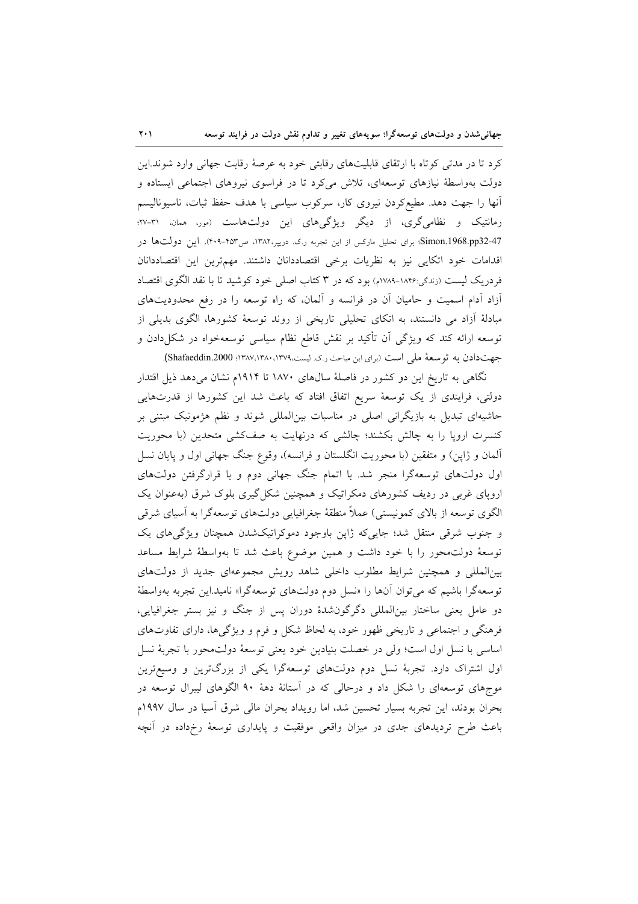کرد تا در مدتی کوتاه با ارتقای قابلیت‌های رقابتی خود به عرصهٔ رقابت جهانی وارد شوند.این دولت به‌واسطهٔ نیازهای توسعه‌ای، تلاش می‌کرد تا در فراسوی نیروهای اجتماعی ایستاده و آنها را جهت دهد. مطیع‌کردن نیروی کار، سرکوب سیاسی با هدف حفظ ثبات، ناسیونالیسم رمانتیک و نظامی‌گری، از دیگر ویژگی‌های این دولت‌هاست (مور، همان، ۳۱-۲۷؛ Simon.1968.pp32-47؛ برای تحلیل مارکس از این تجربه ر.ک. درپیر،۱۳۸۲، ص۴۵۳-۴۰۹). این دولت‌ها در اقدامات خود اتکایی نیز به نظریات برخی اقتصاددانان داشتند. مهم‌ترین این اقتصاددانان فردریک لیست (زندگی:۱۸۴۶-۱۷۸۹م) بود که در ۳ کتاب اصلی خود کوشید تا با نقد الگوی اقتصاد آزاد آدام اسمیت و حامیان آن در فرانسه و آلمان، که راه توسعه را در رفع محدودیت‌های مبادلهٔ آزاد می دانستند، به اتکای تحلیلی تاریخی از روند توسعهٔ کشورها، الگوی بدیلی از توسعه ارائه کند که ویژگی آن تأکید بر نقش قاطع نظام سیاسی توسعه‌خواه در شکل‌دادن و جهت‌دادن به توسعهٔ ملی است (برای این مباحث ر.ک. لیست،۱۳۷۹، ۱۳۸۰، ۱۳۸۷؛ Shafaeddin.2000).

نگاهی به تاریخ این دو کشور در فاصلهٔ سال‌های ۱۸۷۰ تا ۱۹۱۴م نشان می‌دهد ذیل اقتدار دولتی، فرایندی از یک توسعهٔ سریع اتفاق افتاد که باعث شد این کشورها از قدرت‌هایی حاشیه‌ای تبدیل به بازیگرانی اصلی در مناسبات بین‌المللی شوند و نظم هژمونیک مبتنی بر کنسرت اروپا را به چالش بکشند؛ چالشی که درنهایت به صف‌کشی متحدین (با محوریت آلمان و ژاپن) و متفقین (با محوریت انگلستان و فرانسه)، وقوع جنگ جهانی اول و پایان نسل اول دولت‌های توسعه‌گرا منجر شد. با اتمام جنگ جهانی دوم و با قرارگرفتن دولت‌های اروپای غربی در ردیف کشورهای دمکراتیک و همچنین شکل‌گیری بلوک شرق (به‌عنوان یک الگوی توسعه از بالای کمونیستی) عملاً منطقهٔ جغرافیایی دولت‌های توسعه‌گرا به آسیای شرقی و جنوب شرقی منتقل شد؛ جایی‌که ژاپن باوجود دموکراتیک‌شدن همچنان ویژگی‌های یک توسعهٔ دولت‌محور را با خود داشت و همین موضوع باعث شد تا به‌واسطهٔ شرایط مساعد بین‌المللی و همچنین شرایط مطلوب داخلی شاهد رویش مجموعه‌ای جدید از دولت‌های توسعه‌گرا باشیم که می‌توان آنها را «نسل دوم دولت‌های توسعه‌گرا» نامید.این تجربه به‌واسطهٔ دو عامل یعنی ساختار بین‌المللی دگرگون‌شدهٔ دوران پس از جنگ و نیز بستر جغرافیایی، فرهنگی و اجتماعی و تاریخی ظهور خود، به لحاظ شکل و فرم و ویژگی‌ها، دارای تفاوت‌های اساسی با نسل اول است؛ ولی در خصلت بنیادین خود یعنی توسعهٔ دولت‌محور با تجربهٔ نسل اول اشتراک دارد. تجربهٔ نسل دوم دولت‌های توسعه‌گرا یکی از بزرگ‌ترین و وسیع‌ترین موج‌های توسعه‌ای را شکل داد و درحالی که در آستانهٔ دههٔ ۹۰ الگوهای لیبرال توسعه در بحران بودند، این تجربه بسیار تحسین شد، اما رویداد بحران مالی شرق آسیا در سال ۱۹۹۷م باعث طرح تردیدهای جدی در میزان واقعی موفقیت و پایداری توسعهٔ رخ‌داده در آنچه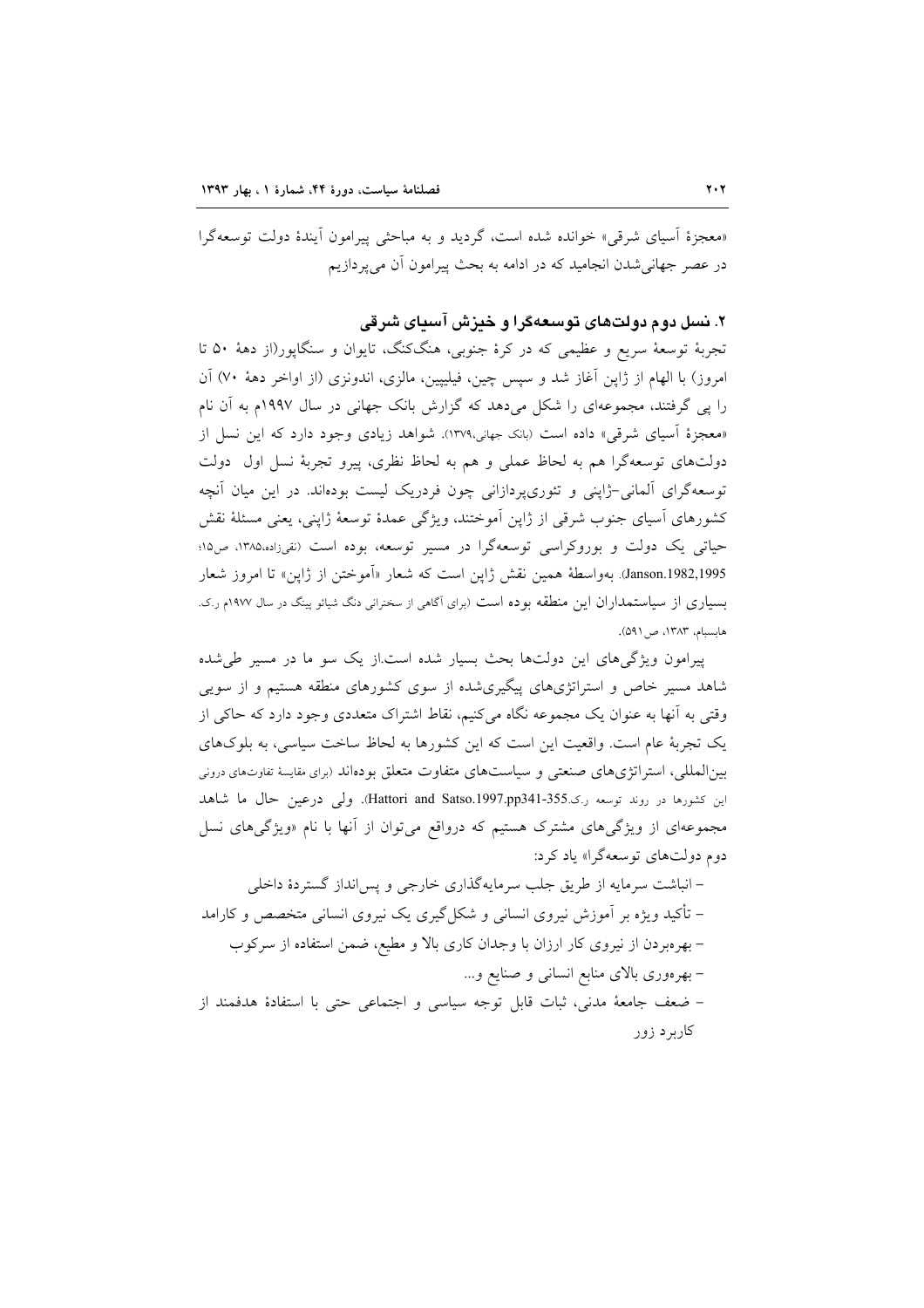«معجزهٔ آسیای شرقی» خوانده شده است، گردید و به مباحثی پیرامون آیندهٔ دولت توسعه‌گرا در عصر جهانی‌شدن انجامید که در ادامه به بحث پیرامون آن می‌پردازیم

## ۲. نسل دوم دولت‌های توسعه‌گرا و خیزش آسیای شرقی

تجربهٔ توسعهٔ سریع و عظیمی که در کرهٔ جنوبی، هنگ‌کنگ، تایوان و سنگاپور(از دههٔ ۵۰ تا امروز) با الهام از ژاپن آغاز شد و سپس چین، فیلیپین، مالزی، اندونزی (از اواخر دههٔ ۷۰) آن را پی گرفتند، مجموعه‌ای را شکل می‌دهد که گزارش بانک جهانی در سال ۱۹۹۷م به آن نام «معجزهٔ آسیای شرقی» داده است (بانک جهانی،۱۳۷۹). شواهد زیادی وجود دارد که این نسل از دولت‌های توسعه‌گرا هم به لحاظ عملی و هم به لحاظ نظری، پیرو تجربهٔ نسل اول دولت توسعه‌گرای آلمانی-ژاپنی و تئوری‌پردازانی چون فردریک لیست بوده‌اند. در این میان آنچه کشورهای آسیای جنوب شرقی از ژاپن آموختند، ویژگی عمدهٔ توسعهٔ ژاپنی، یعنی مسئلهٔ نقش حیاتی یک دولت و بوروکراسی توسعه‌گرا در مسیر توسعه، بوده است (نقی‌زاده،۱۳۸۵، ص۱۵؛ Janson.1982,1995). به‌واسطهٔ همین نقش ژاپن است که شعار «آموختن از ژاپن» تا امروز شعار بسیاری از سیاستمداران این منطقه بوده است (برای آگاهی از سخنرانی دنگ شیائو پینگ در سال ۱۹۷۷م ر.ک. هابسبام، ۱۳۸۳، ص۵۹۱).

پیرامون ویژگی‌های این دولت‌ها بحث بسیار شده است.از یک سو ما در مسیر طی‌شده شاهد مسیر خاص و استراتژی‌های پیگیری‌شده از سوی کشورهای منطقه هستیم و از سویی وقتی به آنها به عنوان یک مجموعه نگاه می‌کنیم، نقاط اشتراک متعددی وجود دارد که حاکی از یک تجربهٔ عام است. واقعیت این است که این کشورها به لحاظ ساخت سیاسی، به بلوک‌های بین‌المللی، استراتژی‌های صنعتی و سیاست‌های متفاوت متعلق بوده‌اند (برای مقایسهٔ تفاوت‌های درونی این کشورها در روند توسعه ر.ک.Hattori and Satso.1997.pp341-355). ولی درعین حال ما شاهد مجموعه‌ای از ویژگی‌های مشترک هستیم که درواقع می‌توان از آنها با نام «ویژگی‌های نسل دوم دولت‌های توسعه‌گرا» یاد کرد:

- انباشت سرمایه از طریق جلب سرمایه‌گذاری خارجی و پس‌انداز گستردهٔ داخلی
- تأکید ویژه بر آموزش نیروی انسانی و شکل‌گیری یک نیروی انسانی متخصص و کارامد
- بهره‌بردن از نیروی کار ارزان با وجدان کاری بالا و مطیع، ضمن استفاده از سرکوب
- بهره‌وری بالای منابع انسانی و صنایع و...
- ضعف جامعهٔ مدنی، ثبات قابل توجه سیاسی و اجتماعی حتی با استفادهٔ هدفمند از کاربرد زور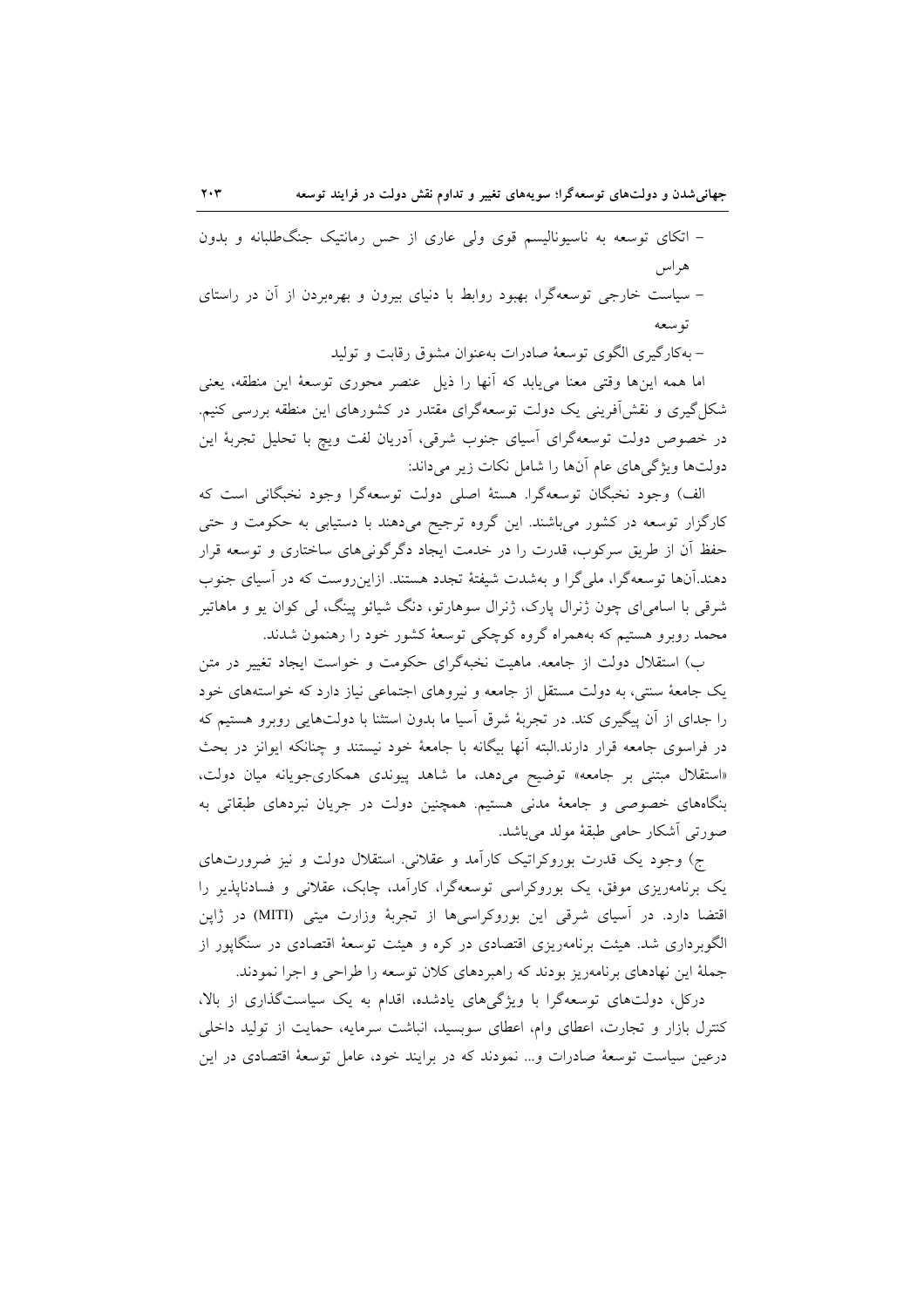– اتکای توسعه به ناسیونالیسم قوی ولی عاری از حس رمانتیک جنگ‌طلبانه و بدون هراس

– سیاست خارجی توسعه‌گرا، بهبود روابط با دنیای بیرون و بهره‌بردن از آن در راستای توسعه

– به‌کارگیری الگوی توسعهٔ صادرات به‌عنوان مشوق رقابت و تولید

اما همه این‌ها وقتی معنا می‌یابد که آنها را ذیل عنصر محوری توسعهٔ این منطقه، یعنی شکل‌گیری و نقش‌آفرینی یک دولت توسعه‌گرای مقتدر در کشورهای این منطقه بررسی کنیم. در خصوص دولت توسعه‌گرای آسیای جنوب شرقی، آدریان لفت ویچ با تحلیل تجربهٔ این دولت‌ها ویژگی‌های عام آنها را شامل نکات زیر می‌داند:

الف) وجود نخبگان توسعه‌گرا. هستهٔ اصلی دولت توسعه‌گرا وجود نخبگانی است که کارگزار توسعه در کشور می‌باشند. این گروه ترجیح می‌دهند با دستیابی به حکومت و حتی حفظ آن از طریق سرکوب، قدرت را در خدمت ایجاد دگرگونی‌های ساختاری و توسعه قرار دهند.آن‌ها توسعه‌گرا، ملی‌گرا و به‌شدت شیفتهٔ تجدد هستند. ازاین‌روست که در آسیای جنوب شرقی با اسامی‌ای چون ژنرال پارک، ژنرال سوهارتو، دنگ شیائو پینگ، لی کوان یو و ماهاتیر محمد روبرو هستیم که به‌همراه گروه کوچکی توسعهٔ کشور خود را رهنمون شدند.

ب) استقلال دولت از جامعه. ماهیت نخبه‌گرای حکومت و خواست ایجاد تغییر در متن یک جامعهٔ سنتی، به دولت مستقل از جامعه و نیروهای اجتماعی نیاز دارد که خواسته‌های خود را جدای از آن پیگیری کند. در تجربهٔ شرق آسیا ما بدون استثنا با دولت‌هایی روبرو هستیم که در فراسوی جامعه قرار دارند.البته آنها بیگانه با جامعهٔ خود نیستند و چنانکه ایوانز در بحث «استقلال مبتنی بر جامعه» توضیح می‌دهد، ما شاهد پیوندی همکاری‌جویانه میان دولت، بنگاه‌های خصوصی و جامعهٔ مدنی هستیم. همچنین دولت در جریان نبردهای طبقاتی به صورتی آشکار حامی طبقهٔ مولد می‌باشد.

ج) وجود یک قدرت بوروکراتیک کارآمد و عقلانی. استقلال دولت و نیز ضرورت‌های یک برنامه‌ریزی موفق، یک بوروکراسی توسعه‌گرا، کارآمد، چابک، عقلانی و فسادناپذیر را اقتضا دارد. در آسیای شرقی این بوروکراسی‌ها از تجربهٔ وزارت میتی (MITI) در ژاپن الگوبرداری شد. هیئت برنامه‌ریزی اقتصادی در کره و هیئت توسعهٔ اقتصادی در سنگاپور از جملهٔ این نهادهای برنامه‌ریز بودند که راهبردهای کلان توسعه را طراحی و اجرا نمودند.

درکل، دولت‌های توسعه‌گرا با ویژگی‌های یادشده، اقدام به یک سیاست‌گذاری از بالا، کنترل بازار و تجارت، اعطای وام، اعطای سوبسید، انباشت سرمایه، حمایت از تولید داخلی درعین سیاست توسعهٔ صادرات و... نمودند که در برایند خود، عامل توسعهٔ اقتصادی در این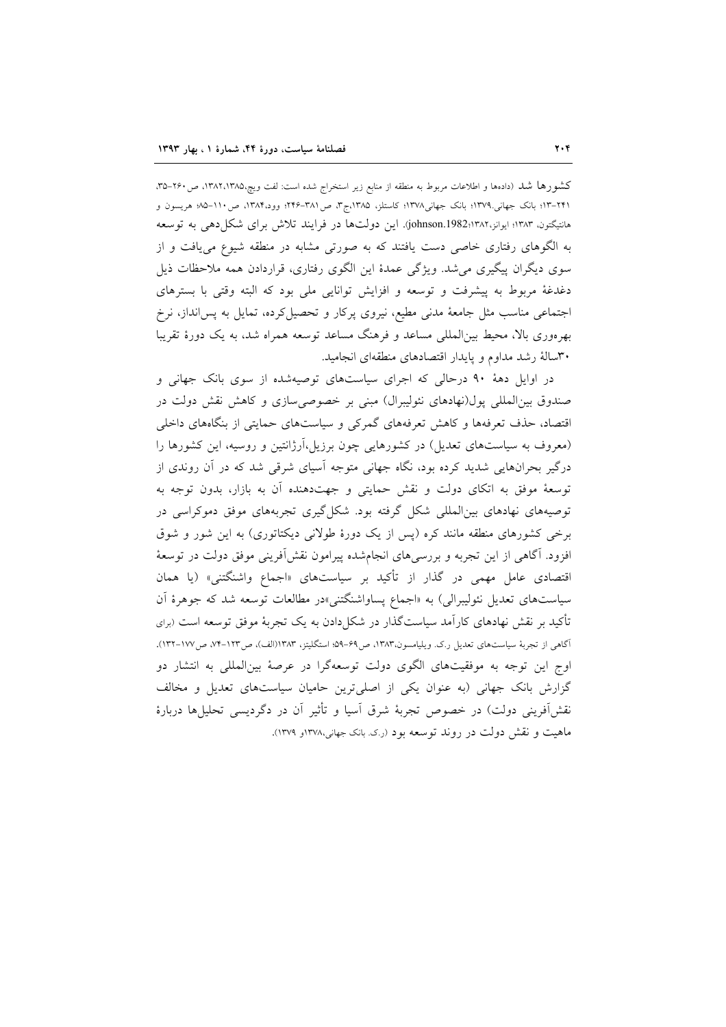کشورها شد (داده‌ها و اطلاعات مربوط به منطقه از منابع زیر استخراج شده است: لفت ویچ،۱۳۸۲،۱۳۸۵، ص۲۶۰-۳۵، ۲۴۱-۱۳؛ بانک جهانی.۱۳۷۹؛ بانک جهانی۱۳۷۸؛ کاستلز، ۱۳۸۵،ج۳، ص۳۸۱-۲۴۶؛ وود،۱۳۸۴، ص۱۱۰-۸۵؛ هریسون و هانتینگتون، ۱۳۸۳؛ ایوانز،۱۳۸۲؛johnson.1982). این دولت‌ها در فرایند تلاش برای شکل‌دهی به توسعه به الگوهای رفتاری خاصی دست یافتند که به صورتی مشابه در منطقه شیوع می‌یافت و از سوی دیگران پیگیری می‌شد. ویژگی عمدهٔ این الگوی رفتاری، قراردادن همه ملاحظات ذیل دغدغهٔ مربوط به پیشرفت و توسعه و افزایش توانایی ملی بود که البته وقتی با بسترهای اجتماعی مناسب مثل جامعهٔ مدنی مطیع، نیروی پرکار و تحصیل‌کرده، تمایل به پس‌انداز، نرخ بهره‌وری بالا، محیط بین‌المللی مساعد و فرهنگ مساعد توسعه همراه شد، به یک دورهٔ تقریبا ۳۰ساله رشد مداوم و پایدار اقتصادهای منطقه‌ای انجامید.

در اوایل دههٔ ۹۰ درحالی که اجرای سیاست‌های توصیه‌شده از سوی بانک جهانی و صندوق بین‌المللی پول(نهادهای نئولیبرال) مبنی بر خصوصی‌سازی و کاهش نقش دولت در اقتصاد، حذف تعرفه‌ها و کاهش تعرفه‌های گمرکی و سیاست‌های حمایتی از بنگاه‌های داخلی (معروف به سیاست‌های تعدیل) در کشورهایی چون برزیل،آرژانتین و روسیه، این کشورها را درگیر بحران‌هایی شدید کرده بود، نگاه جهانی متوجه آسیای شرقی شد که در آن روندی از توسعهٔ موفق به اتکای دولت و نقش حمایتی و جهت‌دهنده آن به بازار، بدون توجه به توصیه‌های نهادهای بین‌المللی شکل گرفته بود. شکل‌گیری تجربه‌های موفق دموکراسی در برخی کشورهای منطقه مانند کره (پس از یک دورهٔ طولانی دیکتاتوری) به این شور و شوق افزود. آگاهی از این تجربه و بررسی‌های انجام‌شده پیرامون نقش‌آفرینی موفق دولت در توسعهٔ اقتصادی عامل مهمی در گذار از تأکید بر سیاست‌های «اجماع واشنگتنی» (یا همان سیاست‌های تعدیل نئولیبرالی) به «اجماع پساواشنگتنی»در مطالعات توسعه شد که جوهرهٔ آن تأکید بر نقش نهادهای کارآمد سیاست‌گذار در شکل‌دادن به یک تجربهٔ موفق توسعه است (برای آگاهی از تجربهٔ سیاست‌های تعدیل ر.ک. ویلیامسون،۱۳۸۳، ص۶۹-۵۹؛ استگلیتز، ۱۳۸۳(الف)، ص۱۲۳-۷۴، ص۱۷۷-۱۳۲). اوج این توجه به موفقیت‌های الگوی دولت توسعه‌گرا در عرصهٔ بین‌المللی به انتشار دو گزارش بانک جهانی (به عنوان یکی از اصلی‌ترین حامیان سیاست‌های تعدیل و مخالف نقش‌آفرینی دولت) در خصوص تجربهٔ شرق آسیا و تأثیر آن در دگردیسی تحلیل‌ها دربارهٔ ماهیت و نقش دولت در روند توسعه بود (ر.ک. بانک جهانی،۱۳۷۸و ۱۳۷۹).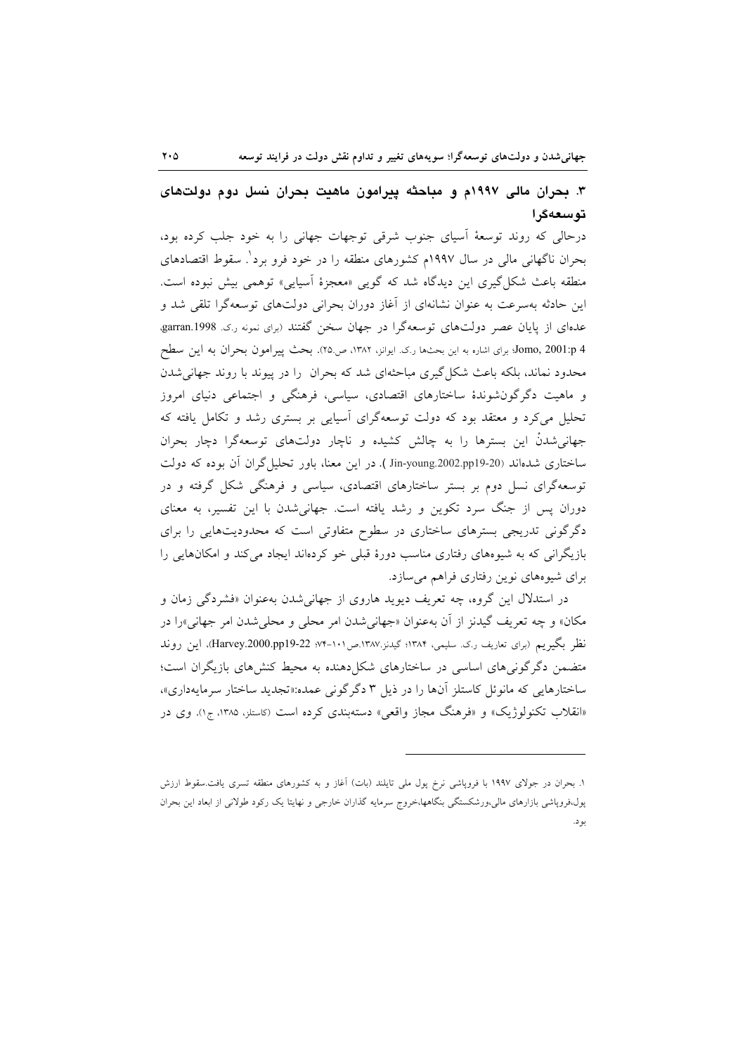## ۳. بحران مالی ۱۹۹۷م و مباحثه پیرامون ماهیت بحران نسل دوم دولت‌های توسعه‌گرا

درحالی که روند توسعهٔ آسیای جنوب شرقی توجهات جهانی را به خود جلب کرده بود، بحران ناگهانی مالی در سال ۱۹۹۷م کشورهای منطقه را در خود فرو برد[۱]. سقوط اقتصادهای منطقه باعث شکل‌گیری این دیدگاه شد که گویی «معجزهٔ آسیایی» توهمی بیش نبوده است. این حادثه به‌سرعت به عنوان نشانه‌ای از آغاز دوران بحرانی دولت‌های توسعه‌گرا تلقی شد و عده‌ای از پایان عصر دولت‌های توسعه‌گرا در جهان سخن گفتند (برای نمونه ر.ک. garran.1998، Jomo, 2001:p 4؛ برای اشاره به این بحث‌ها ر.ک. ایوانز، ۱۳۸۲، ص.۲۵). بحث پیرامون بحران به این سطح محدود نماند، بلکه باعث شکل‌گیری مباحثه‌ای شد که بحران را در پیوند با روند جهانی‌شدن و ماهیت دگرگون‌شوندهٔ ساختارهای اقتصادی، سیاسی، فرهنگی و اجتماعی دنیای امروز تحلیل می‌کرد و معتقد بود که دولت توسعه‌گرای آسیایی بر بستری رشد و تکامل یافته که جهانی‌شدنْ این بسترها را به چالش کشیده و ناچار دولت‌های توسعه‌گرا دچار بحران ساختاری شده‌اند (Jin-young.2002.pp19-20). در این معنا، باور تحلیل‌گران آن بوده که دولت توسعه‌گرای نسل دوم بر بستر ساختارهای اقتصادی، سیاسی و فرهنگی شکل گرفته و در دوران پس از جنگ سرد تکوین و رشد یافته است. جهانی‌شدن با این تفسیر، به معنای دگرگونی تدریجی بسترهای ساختاری در سطوح متفاوتی است که محدودیت‌هایی را برای بازیگرانی که به شیوه‌های رفتاری مناسب دورهٔ قبلی خو کرده‌اند ایجاد می‌کند و امکان‌هایی را برای شیوه‌های نوین رفتاری فراهم می‌سازد.

در استدلال این گروه، چه تعریف دیوید هاروی از جهانی‌شدن به‌عنوان «فشردگی زمان و مکان» و چه تعریف گیدنز از آن به‌عنوان «جهانی‌شدن امر محلی و محلی‌شدن امر جهانی»را در نظر بگیریم (برای تعاریف ر.ک. سلیمی، ۱۳۸۴؛ گیدنز.۱۳۸۷.ص۱۰۱-۷۴؛ Harvey.2000.pp19-22)، این روند متضمن دگرگونی‌های اساسی در ساختارهای شکل‌دهنده به محیط کنش‌های بازیگران است؛ ساختارهایی که مانوئل کاستلز آن‌ها را در ذیل ۳ دگرگونی عمده:«تجدید ساختار سرمایه‌داری»، «انقلاب تکنولوژیک» و «فرهنگ مجاز واقعی» دسته‌بندی کرده است (کاستلز، ۱۳۸۵، ج۱). وی در

---

۱. بحران در جولای ۱۹۹۷ با فروپاشی نرخ پول ملی تایلند (بات) آغاز و به کشورهای منطقه تسری یافت.سقوط ارزش پول،فروپاشی بازارهای مالی،ورشکستگی بنگاهها،خروج سرمایه گذاران خارجی و نهایتا یک رکود طولانی از ابعاد این بحران بود.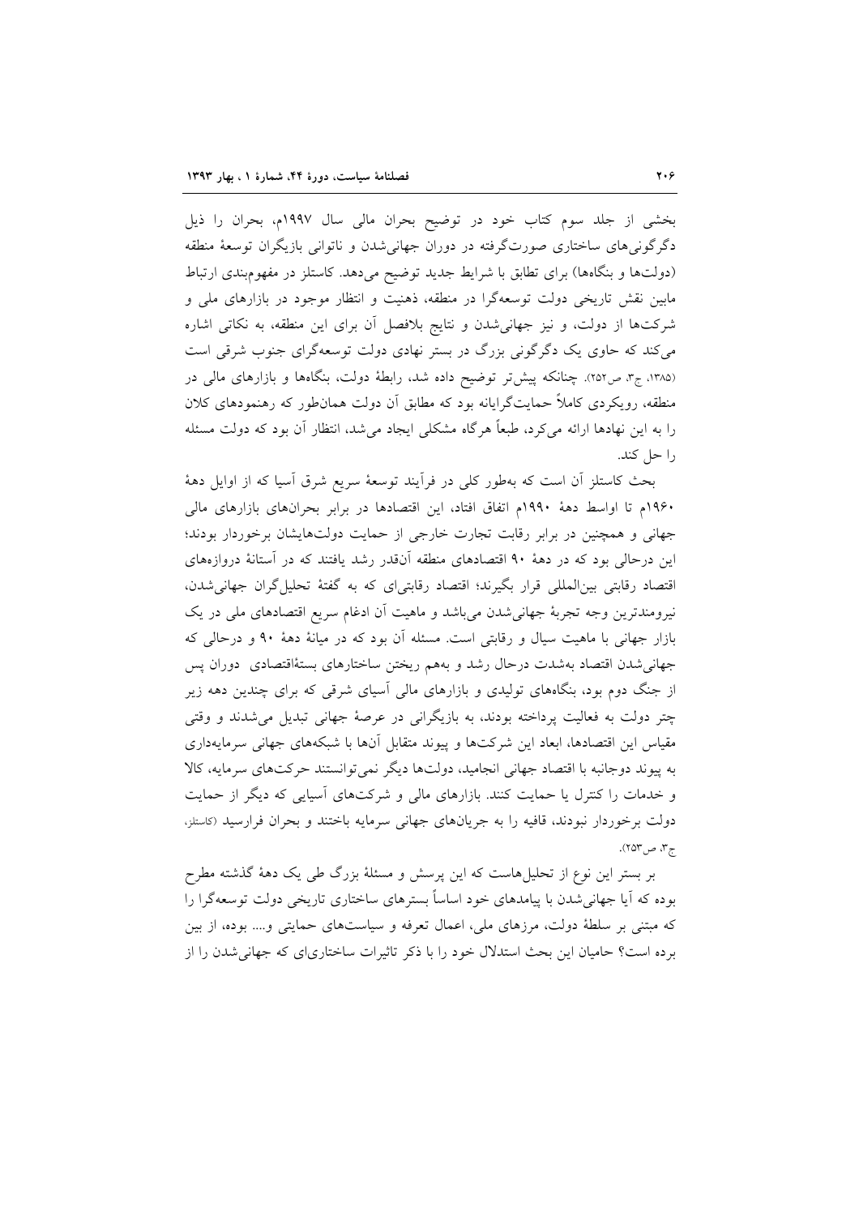بخشی از جلد سوم کتاب خود در توضیح بحران مالی سال ۱۹۹۷م، بحران را ذیل دگرگونی‌های ساختاری صورت‌گرفته در دوران جهانی‌شدن و ناتوانی بازیگران توسعهٔ منطقه (دولت‌ها و بنگاه‌ها) برای تطابق با شرایط جدید توضیح می‌دهد. کاستلز در مفهوم‌بندی ارتباط مابین نقش تاریخی دولت توسعه‌گرا در منطقه، ذهنیت و انتظار موجود در بازارهای ملی و شرکت‌ها از دولت، و نیز جهانی‌شدن و نتایج بلافصل آن برای این منطقه، به نکاتی اشاره می‌کند که حاوی یک دگرگونی بزرگ در بستر نهادی دولت توسعه‌گرای جنوب شرقی است (۱۳۸۵، ج۳، ص۲۵۲). چنانکه پیش‌تر توضیح داده شد، رابطهٔ دولت، بنگاه‌ها و بازارهای مالی در منطقه، رویکردی کاملاً حمایت‌گرایانه بود که مطابق آن دولت همان‌طور که رهنمودهای کلان را به این نهادها ارائه می‌کرد، طبعاً هرگاه مشکلی ایجاد می‌شد، انتظار آن بود که دولت مسئله را حل کند.

بحث کاستلز آن است که به‌طور کلی در فرآیند توسعهٔ سریع شرق آسیا که از اوایل دههٔ ۱۹۶۰م تا اواسط دههٔ ۱۹۹۰م اتفاق افتاد، این اقتصادها در برابر بحران‌های بازارهای مالی جهانی و همچنین در برابر رقابت تجارت خارجی از حمایت دولت‌هایشان برخوردار بودند؛ این درحالی بود که در دههٔ ۹۰ اقتصادهای منطقه آن‌قدر رشد یافتند که در آستانهٔ دروازه‌های اقتصاد رقابتی بین‌المللی قرار بگیرند؛ اقتصاد رقابتی‌ای که به گفتهٔ تحلیل‌گران جهانی‌شدن، نیرومندترین وجه تجربهٔ جهانی‌شدن می‌باشد و ماهیت آن ادغام سریع اقتصادهای ملی در یک بازار جهانی با ماهیت سیال و رقابتی است. مسئله آن بود که در میانهٔ دههٔ ۹۰ و درحالی که جهانی‌شدن اقتصاد به‌شدت درحال رشد و به‌هم ریختن ساختارهای بستهٔاقتصادی دوران پس از جنگ دوم بود، بنگاه‌های تولیدی و بازارهای مالی آسیای شرقی که برای چندین دهه زیر چتر دولت به فعالیت پرداخته بودند، به بازیگرانی در عرصهٔ جهانی تبدیل می‌شدند و وقتی مقیاس این اقتصادها، ابعاد این شرکت‌ها و پیوند متقابل آن‌ها با شبکه‌های جهانی سرمایه‌داری به پیوند دوجانبه با اقتصاد جهانی انجامید، دولت‌ها دیگر نمی‌توانستند حرکت‌های سرمایه، کالا و خدمات را کنترل یا حمایت کنند. بازارهای مالی و شرکت‌های آسیایی که دیگر از حمایت دولت برخوردار نبودند، قافیه را به جریان‌های جهانی سرمایه باختند و بحران فرارسید (کاستلز، ج۳، ص۲۵۳).

بر بستر این نوع از تحلیل‌هاست که این پرسش و مسئلهٔ بزرگ طی یک دههٔ گذشته مطرح بوده که آیا جهانی‌شدن با پیامدهای خود اساساً بسترهای ساختاری تاریخی دولت توسعه‌گرا را که مبتنی بر سلطهٔ دولت، مرزهای ملی، اعمال تعرفه و سیاست‌های حمایتی و.... بوده، از بین برده است؟ حامیان این بحث استدلال خود را با ذکر تاثیرات ساختاری‌ای که جهانی‌شدن را از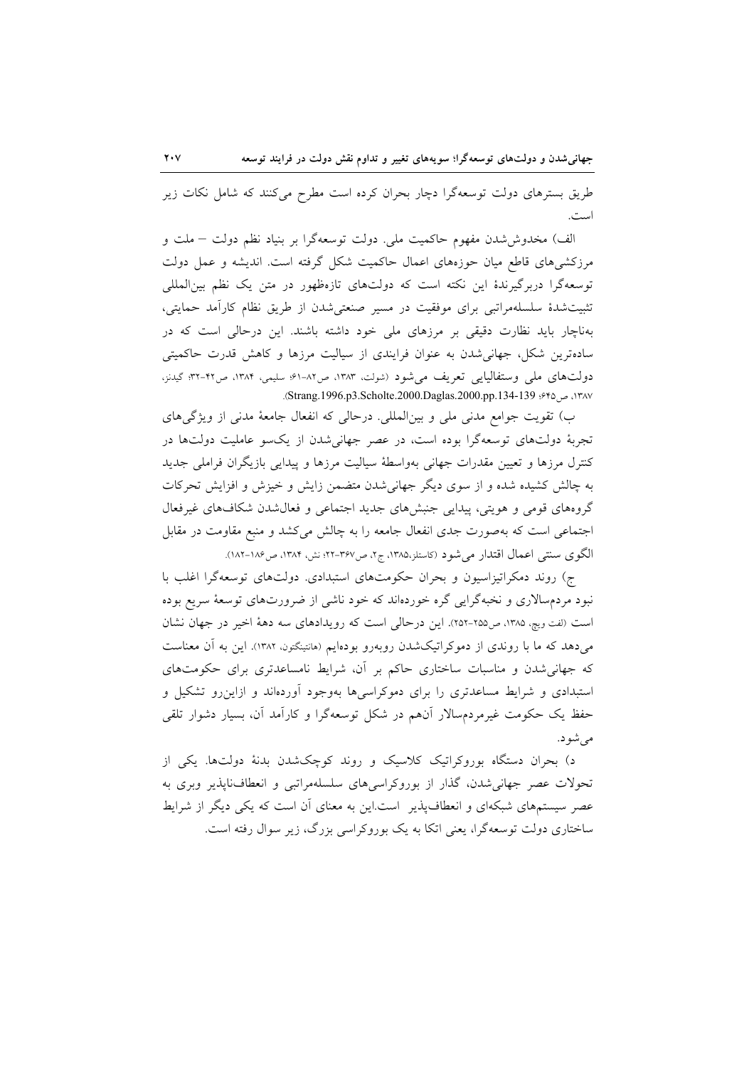طریق بسترهای دولت توسعه‌گرا دچار بحران کرده است مطرح می‌کنند که شامل نکات زیر است.

الف) مخدوش‌شدن مفهوم حاکمیت ملی. دولت توسعه‌گرا بر بنیاد نظم دولت – ملت و مرزکشی‌های قاطع میان حوزه‌های اعمال حاکمیت شکل گرفته است. اندیشه و عمل دولت توسعه‌گرا دربرگیرندهٔ این نکته است که دولت‌های تازه‌ظهور در متن یک نظم بین‌المللی تثبیت‌شدهٔ سلسله‌مراتبی برای موفقیت در مسیر صنعتی‌شدن از طریق نظام کارآمد حمایتی، به‌ناچار باید نظارت دقیقی بر مرزهای ملی خود داشته باشند. این درحالی است که در ساده‌ترین شکل، جهانی‌شدن به عنوان فرایندی از سیالیت مرزها و کاهش قدرت حاکمیتی دولت‌های ملی وستفالیایی تعریف می‌شود (شولت، ۱۳۸۳، ص۸۲-۶۱؛ سلیمی، ۱۳۸۴، ص۴۲-۳۲؛ گیدنز، ۱۳۸۷، ص۶۴۵؛ Strang.1996.p3.Scholte.2000.Daglas.2000.pp.134-139).

ب) تقویت جوامع مدنی ملی و بین‌المللی. درحالی که انفعال جامعهٔ مدنی از ویژگی‌های تجربهٔ دولت‌های توسعه‌گرا بوده است، در عصر جهانی‌شدن از یک‌سو عاملیت دولت‌ها در کنترل مرزها و تعیین مقدرات جهانی به‌واسطهٔ سیالیت مرزها و پیدایی بازیگران فراملی جدید به چالش کشیده شده و از سوی دیگر جهانی‌شدن متضمن زایش و خیزش و افزایش تحرکات گروه‌های قومی و هویتی، پیدایی جنبش‌های جدید اجتماعی و فعال‌شدن شکاف‌های غیرفعال اجتماعی است که به‌صورت جدی انفعال جامعه را به چالش می‌کشد و منبع مقاومت در مقابل الگوی سنتی اعمال اقتدار می‌شود (کاستلز،۱۳۸۵، ج۲، ص۳۶۷-۲۲؛ نش، ۱۳۸۴، ص۱۸۶-۱۸۲).

ج) روند دمکراتیزاسیون و بحران حکومت‌های استبدادی. دولت‌های توسعه‌گرا اغلب با نبود مردم‌سالاری و نخبه‌گرایی گره خورده‌اند که خود ناشی از ضرورت‌های توسعهٔ سریع بوده است (لفت ویچ، ۱۳۸۵، ص۲۵۵-۲۵۲). این درحالی است که رویدادهای سه دههٔ اخیر در جهان نشان می‌دهد که ما با روندی از دموکراتیک‌شدن روبه‌رو بوده‌ایم (هانتینگتون، ۱۳۸۲). این به آن معناست که جهانی‌شدن و مناسبات ساختاری حاکم بر آن، شرایط نامساعدتری برای حکومت‌های استبدادی و شرایط مساعدتری را برای دموکراسی‌ها به‌وجود آورده‌اند و ازاین‌رو تشکیل و حفظ یک حکومت غیرمردم‌سالار آن‌هم در شکل توسعه‌گرا و کارآمد آن، بسیار دشوار تلقی می‌شود.

د) بحران دستگاه بوروکراتیک کلاسیک و روند کوچک‌شدن بدنهٔ دولت‌ها. یکی از تحولات عصر جهانی‌شدن، گذار از بوروکراسی‌های سلسله‌مراتبی و انعطاف‌ناپذیر وبری به عصر سیستم‌های شبکه‌ای و انعطاف‌پذیر است.این به معنای آن است که یکی دیگر از شرایط ساختاری دولت توسعه‌گرا، یعنی اتکا به یک بوروکراسی بزرگ، زیر سوال رفته است.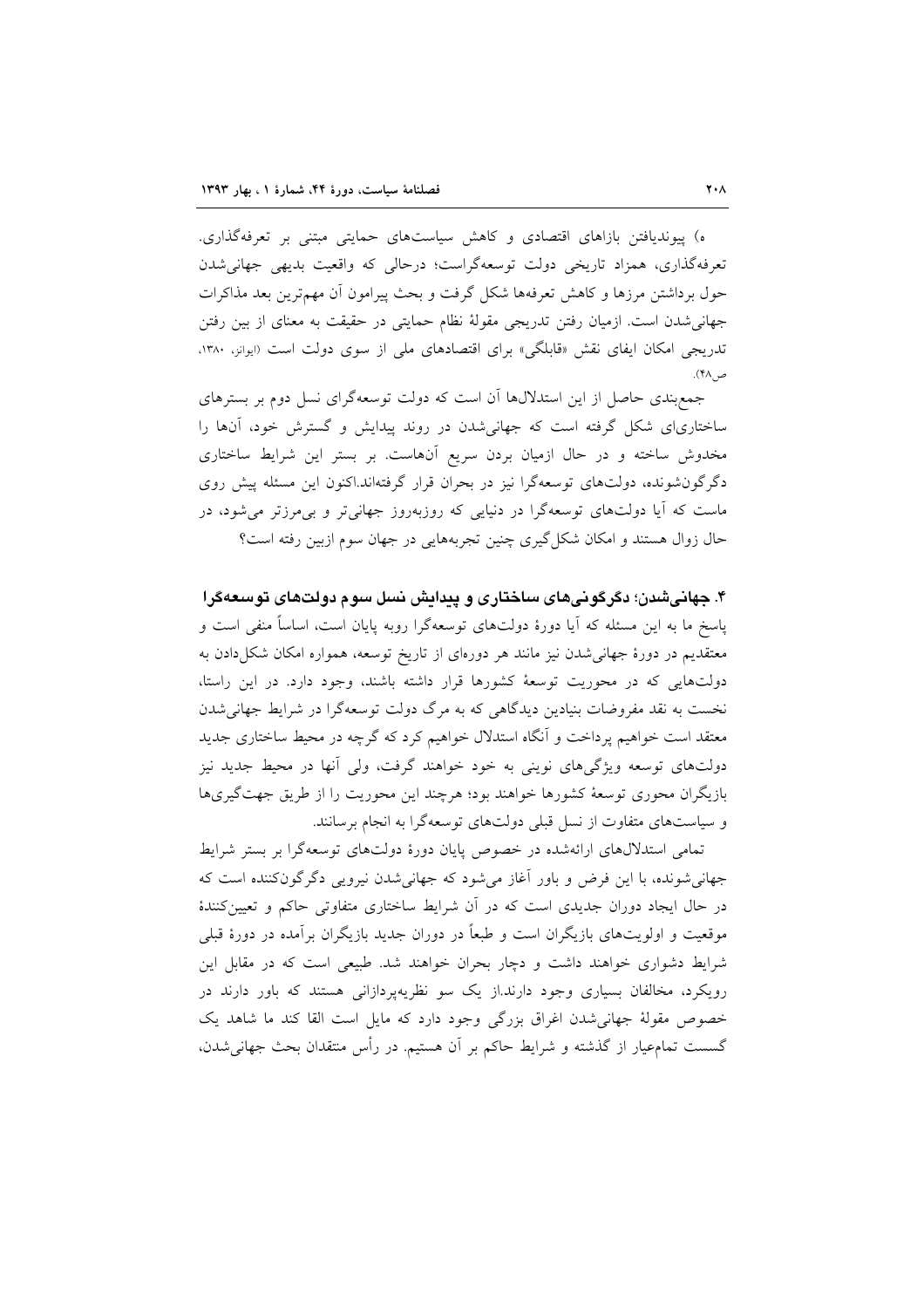ه) پیوندیافتن بازاهای اقتصادی و کاهش سیاست‌های حمایتی مبتنی بر تعرفه‌گذاری. تعرفه‌گذاری، همزاد تاریخی دولت توسعه‌گراست؛ درحالی که واقعیت بدیهی جهانی‌شدن حول برداشتن مرزها و کاهش تعرفه‌ها شکل گرفت و بحث پیرامون آن مهم‌ترین بعد مذاکرات جهانی‌شدن است. ازمیان رفتن تدریجی مقولهٔ نظام حمایتی در حقیقت به معنای از بین رفتن تدریجی امکان ایفای نقش «قابلگی» برای اقتصادهای ملی از سوی دولت است (ایوانز، ۱۳۸۰، ص۴۸).

جمع‌بندی حاصل از این استدلال‌ها آن است که دولت توسعه‌گرای نسل دوم بر بسترهای ساختاری‌ای شکل گرفته است که جهانی‌شدن در روند پیدایش و گسترش خود، آن‌ها را مخدوش ساخته و در حال ازمیان بردن سریع آن‌هاست. بر بستر این شرایط ساختاری دگرگون‌شونده، دولت‌های توسعه‌گرا نیز در بحران قرار گرفته‌اند.اکنون این مسئله پیش روی ماست که آیا دولت‌های توسعه‌گرا در دنیایی که روزبه‌روز جهانی‌تر و بی‌مرزتر می‌شود، در حال زوال هستند و امکان شکل‌گیری چنین تجربه‌هایی در جهان سوم ازبین رفته است؟

## ۴. جهانی‌شدن؛ دگرگونی‌های ساختاری و پیدایش نسل سوم دولت‌های توسعه‌گرا

پاسخ ما به این مسئله که آیا دورهٔ دولت‌های توسعه‌گرا روبه پایان است، اساساً منفی است و معتقدیم در دورهٔ جهانی‌شدن نیز مانند هر دوره‌ای از تاریخ توسعه، همواره امکان شکل‌دادن به دولت‌هایی که در محوریت توسعهٔ کشورها قرار داشته باشند، وجود دارد. در این راستا، نخست به نقد مفروضات بنیادین دیدگاهی که به مرگ دولت توسعه‌گرا در شرایط جهانی‌شدن معتقد است خواهیم پرداخت و آنگاه استدلال خواهیم کرد که گرچه در محیط ساختاری جدید دولت‌های توسعه ویژگی‌های نوینی به خود خواهند گرفت، ولی آنها در محیط جدید نیز بازیگران محوری توسعهٔ کشورها خواهند بود؛ هرچند این محوریت را از طریق جهت‌گیری‌ها و سیاست‌های متفاوت از نسل قبلی دولت‌های توسعه‌گرا به انجام برسانند.

تمامی استدلال‌های ارائه‌شده در خصوص پایان دورهٔ دولت‌های توسعه‌گرا بر بستر شرایط جهانی‌شونده، با این فرض و باور آغاز می‌شود که جهانی‌شدن نیرویی دگرگون‌کننده است که در حال ایجاد دوران جدیدی است که در آن شرایط ساختاری متفاوتی حاکم و تعیین‌کنندهٔ موقعیت و اولویت‌های بازیگران است و طبعاً در دوران جدید بازیگران برآمده در دورهٔ قبلی شرایط دشواری خواهند داشت و دچار بحران خواهند شد. طبیعی است که در مقابل این رویکرد، مخالفان بسیاری وجود دارند.از یک سو نظریه‌پردازانی هستند که باور دارند در خصوص مقولهٔ جهانی‌شدن اغراق بزرگی وجود دارد که مایل است القا کند ما شاهد یک گسست تمام‌عیار از گذشته و شرایط حاکم بر آن هستیم. در رأس منتقدان بحث جهانی‌شدن،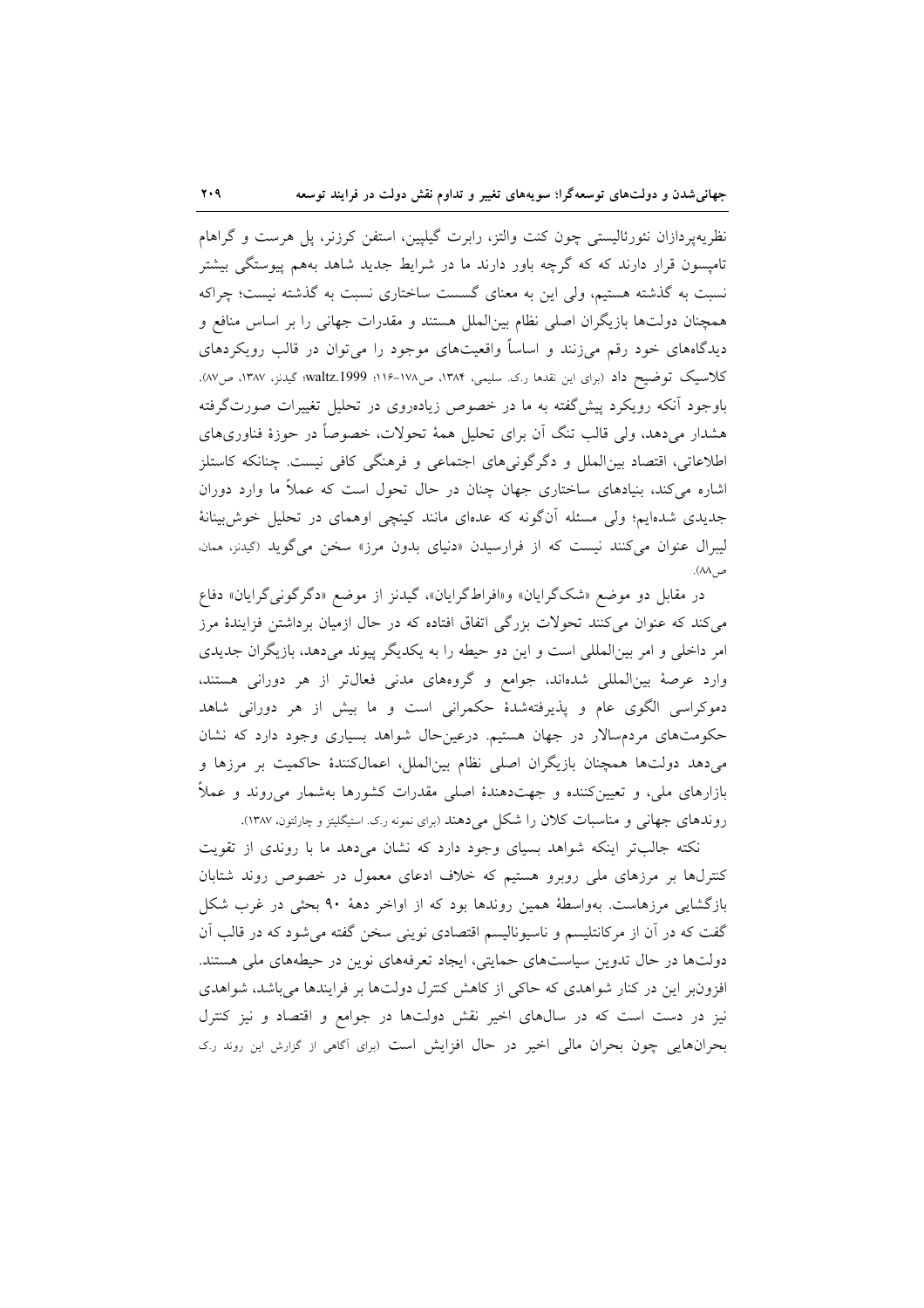نظریه‌پردازان نئورئالیستی چون کنت والتز، رابرت گیلپین، استفن کرزنر، پل هرست و گراهام تامپسون قرار دارند که که گرچه باور دارند ما در شرایط جدید شاهد به‌هم پیوستگی بیشتر نسبت به گذشته هستیم، ولی این به معنای گسست ساختاری نسبت به گذشته نیست؛ چراکه همچنان دولت‌ها بازیگران اصلی نظام بین‌الملل هستند و مقدرات جهانی را بر اساس منافع و دیدگاه‌های خود رقم می‌زنند و اساساً واقعیت‌های موجود را می‌توان در قالب رویکردهای کلاسیک توضیح داد (برای این نقدها ر.ک. سلیمی، ۱۳۸۴، ص۱۷۸-۱۱۶؛ waltz.1999؛ گیدنز، ۱۳۸۷، ص۸۷). باوجود آنکه رویکرد پیش‌گفته به ما در خصوص زیاده‌روی در تحلیل تغییرات صورت‌گرفته هشدار می‌دهد، ولی قالب تنگ آن برای تحلیل همهٔ تحولات، خصوصاً در حوزهٔ فناوری‌های اطلاعاتی، اقتصاد بین‌الملل و دگرگونی‌های اجتماعی و فرهنگی کافی نیست. چنانکه کاستلز اشاره می‌کند، بنیادهای ساختاری جهان چنان در حال تحول است که عملاً ما وارد دوران جدیدی شده‌ایم؛ ولی مسئله آن‌گونه که عده‌ای مانند کینچی اوهمای در تحلیل خوش‌بینانهٔ لیبرال عنوان می‌کنند نیست که از فرارسیدن «دنیای بدون مرز» سخن می‌گوید (گیدنز، همان، ص۸۸).

در مقابل دو موضع «شک‌گرایان» و«افراط‌گرایان»، گیدنز از موضع «دگرگونی‌گرایان» دفاع می‌کند که عنوان می‌کنند تحولات بزرگی اتفاق افتاده که در حال ازمیان برداشتن فزایندهٔ مرز امر داخلی و امر بین‌المللی است و این دو حیطه را به یکدیگر پیوند می‌دهد، بازیگران جدیدی وارد عرصهٔ بین‌المللی شده‌اند، جوامع و گروه‌های مدنی فعال‌تر از هر دورانی هستند، دموکراسی الگوی عام و پذیرفته‌شدهٔ حکمرانی است و ما بیش از هر دورانی شاهد حکومت‌های مردم‌سالار در جهان هستیم. درعین‌حال شواهد بسیاری وجود دارد که نشان می‌دهد دولت‌ها همچنان بازیگران اصلی نظام بین‌الملل، اعمال‌کنندهٔ حاکمیت بر مرزها و بازارهای ملی، و تعیین‌کننده و جهت‌دهندهٔ اصلی مقدرات کشورها به‌شمار می‌روند و عملاً روندهای جهانی و مناسبات کلان را شکل می‌دهند (برای نمونه ر.ک. استیگلیتز و چارلتون، ۱۳۸۷).

نکته جالب‌تر اینکه شواهد بسیای وجود دارد که نشان می‌دهد ما با روندی از تقویت کنترل‌ها بر مرزهای ملی روبرو هستیم که خلاف ادعای معمول در خصوص روند شتابان بازگشایی مرزهاست. به‌واسطهٔ همین روندها بود که از اواخر دههٔ ۹۰ بحثی در غرب شکل گفت که در آن از مرکانتلیسم و ناسیونالیسم اقتصادی نوینی سخن گفته می‌شود که در قالب آن دولت‌ها در حال تدوین سیاست‌های حمایتی، ایجاد تعرفه‌های نوین در حیطه‌های ملی هستند. افزون‌بر این در کنار شواهدی که حاکی از کاهش کنترل دولت‌ها بر فرایندها می‌باشد، شواهدی نیز در دست است که در سال‌های اخیر نقش دولت‌ها در جوامع و اقتصاد و نیز کنترل بحران‌هایی چون بحران مالی اخیر در حال افزایش است (برای آگاهی از گزارش این روند ر.ک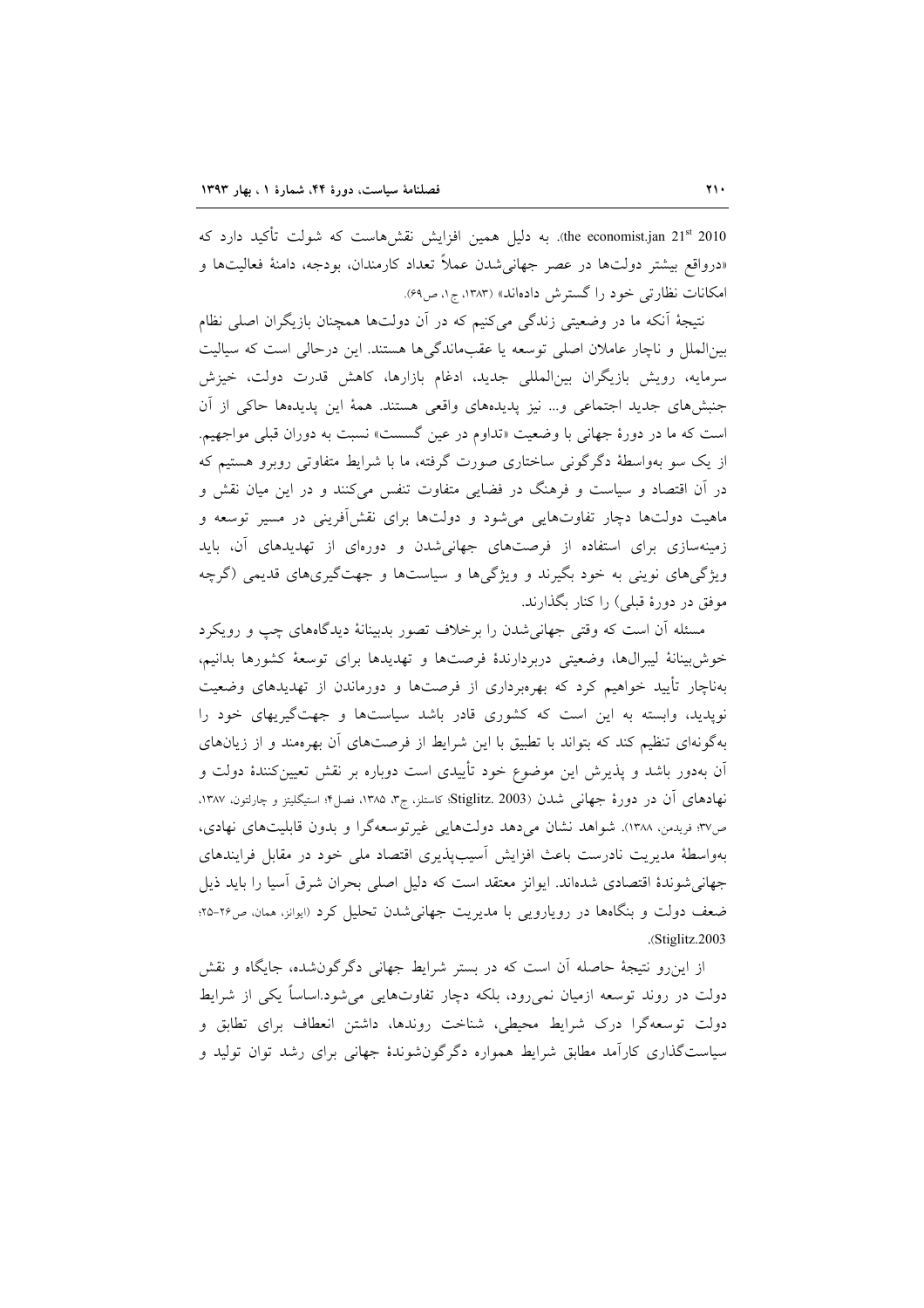the economist.jan 21st 2010). به دلیل همین افزایش نقش‌هاست که شولت تأکید دارد که «درواقع بیشتر دولت‌ها در عصر جهانی‌شدن عملاً تعداد کارمندان، بودجه، دامنهٔ فعالیت‌ها و امکانات نظارتی خود را گسترش داده‌اند» (۱۳۸۳، ج۱، ص۶۹).

نتیجهٔ آنکه ما در وضعیتی زندگی می‌کنیم که در آن دولت‌ها همچنان بازیگران اصلی نظام بین‌الملل و ناچار عاملان اصلی توسعه یا عقب‌ماندگی‌ها هستند. این درحالی است که سیالیت سرمایه، رویش بازیگران بین‌المللی جدید، ادغام بازارها، کاهش قدرت دولت، خیزش جنبش‌های جدید اجتماعی و... نیز پدیده‌های واقعی هستند. همهٔ این پدیده‌ها حاکی از آن است که ما در دورهٔ جهانی با وضعیت «تداوم در عین گسست» نسبت به دوران قبلی مواجهیم. از یک سو به‌واسطهٔ دگرگونی ساختاری صورت گرفته، ما با شرایط متفاوتی روبرو هستیم که در آن اقتصاد و سیاست و فرهنگ در فضایی متفاوت تنفس می‌کنند و در این میان نقش و ماهیت دولت‌ها دچار تفاوت‌هایی می‌شود و دولت‌ها برای نقش‌آفرینی در مسیر توسعه و زمینه‌سازی برای استفاده از فرصت‌های جهانی‌شدن و دوره‌ای از تهدیدهای آن، باید ویژگی‌های نوینی به خود بگیرند و ویژگی‌ها و سیاست‌ها و جهت‌گیری‌های قدیمی (گرچه موفق در دورهٔ قبلی) را کنار بگذارند.

مسئله آن است که وقتی جهانی‌شدن را برخلاف تصور بدبینانهٔ دیدگاه‌های چپ و رویکرد خوش‌بینانهٔ لیبرال‌ها، وضعیتی دربردارندهٔ فرصت‌ها و تهدیدها برای توسعهٔ کشورها بدانیم، به‌ناچار تأیید خواهیم کرد که بهره‌برداری از فرصت‌ها و دورماندن از تهدیدهای وضعیت نوپدید، وابسته به این است که کشوری قادر باشد سیاست‌ها و جهت‌گیریهای خود را به‌گونه‌ای تنظیم کند که بتواند با تطبیق با این شرایط از فرصت‌های آن بهره‌مند و از زیان‌های آن به‌دور باشد و پذیرش این موضوع خود تأییدی است دوباره بر نقش تعیین‌کنندهٔ دولت و نهادهای آن در دورهٔ جهانی شدن (Stiglitz. 2003؛ کاستلز، ج۳، ۱۳۸۵، فصل۴؛ استیگلیتز و چارلتون، ۱۳۸۷، ص۳۷؛ فریدمن، ۱۳۸۸). شواهد نشان می‌دهد دولت‌هایی غیرتوسعه‌گرا و بدون قابلیت‌های نهادی، به‌واسطهٔ مدیریت نادرست باعث افزایش آسیب‌پذیری اقتصاد ملی خود در مقابل فرایندهای جهانی‌شوندهٔ اقتصادی شده‌اند. ایوانز معتقد است که دلیل اصلی بحران شرق آسیا را باید ذیل ضعف دولت و بنگاه‌ها در رویارویی با مدیریت جهانی‌شدن تحلیل کرد (ایوانز، همان، ص۲۶-۲۵؛ Stiglitz.2003).

از این‌رو نتیجهٔ حاصله آن است که در بستر شرایط جهانی دگرگون‌شده، جایگاه و نقش دولت در روند توسعه ازمیان نمی‌رود، بلکه دچار تفاوت‌هایی می‌شود.اساساً یکی از شرایط دولت توسعه‌گرا درک شرایط محیطی، شناخت روندها، داشتن انعطاف برای تطابق و سیاست‌گذاری کارآمد مطابق شرایط همواره دگرگون‌شوندهٔ جهانی برای رشد توان تولید و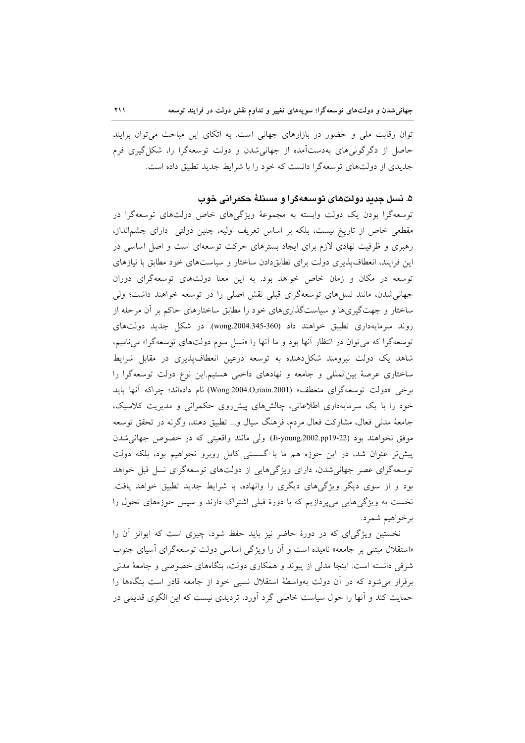توان رقابت ملی و حضور در بازارهای جهانی است. به اتکای این مباحث می‌توان برایند حاصل از دگرگونی‌های به‌دست‌آمده از جهانی‌شدن و دولت توسعه‌گرا را، شکل‌گیری فرم جدیدی از دولت‌های توسعه‌گرا دانست که خود را با شرایط جدید تطبیق داده است.

## ۵. نسل جدید دولت‌های توسعه‌گرا و مسئلهٔ حکمرانی خوب

توسعه‌گرا بودن یک دولت وابسته به مجموعهٔ ویژگی‌های خاص دولت‌های توسعه‌گرا در مقطعی خاص از تاریخ نیست، بلکه بر اساس تعریف اولیه، چنین دولتی دارای چشم‌انداز، رهبری و ظرفیت نهادی لازم برای ایجاد بسترهای حرکت توسعه‌ای است و اصل اساسی در این فرایند، انعطاف‌پذیری دولت برای تطابق‌دادن ساختار و سیاست‌های خود مطابق با نیازهای توسعه در مکان و زمان خاص خواهد بود. به این معنا دولت‌های توسعه‌گرای دوران جهانی‌شدن، مانند نسل‌های توسعه‌گرای قبلی نقش اصلی را در توسعه خواهند داشت؛ ولی ساختار و جهت‌گیری‌ها و سیاست‌گذاری‌های خود را مطابق ساختارهای حاکم بر آن مرحله از روند سرمایه‌داری تطبیق خواهند داد (wong.2004.345-360). در شکل جدید دولت‌های توسعه‌گرا که می‌توان در انتظار آنها بود و ما آنها را «نسل سوم دولت‌های توسعه‌گرا» می‌نامیم، شاهد یک دولت نیرومند شکل‌دهنده به توسعه درعین انعطاف‌پذیری در مقابل شرایط ساختاری عرصهٔ بین‌المللی و جامعه و نهادهای داخلی هستیم.این نوع دولت توسعه‌گرا را برخی «دولت توسعه‌گرای منعطف» (Wong.2004.O,riain.2001) نام داده‌اند؛ چراکه آنها باید خود را با یک سرمایه‌داری اطلاعاتی، چالش‌های پیش‌روی حکمرانی و مدیریت کلاسیک، جامعهٔ مدنی فعال، مشارکت فعال مردم، فرهنگ سیال و... تطبیق دهند، وگرنه در تحقق توسعه موفق نخواهند بود (Ji-young.2002.pp19-22). ولی مانند واقعیتی که در خصوص جهانی‌شدن پیش‌تر عنوان شد، در این حوزه هم ما با گسستی کامل روبرو نخواهیم بود، بلکه دولت توسعه‌گرای عصر جهانی‌شدن، دارای ویژگی‌هایی از دولت‌های توسعه‌گرای نسل قبل خواهد بود و از سوی دیگر ویژگی‌های دیگری را وانهاده، با شرایط جدید تطبیق خواهد یافت. نخست به ویژگی‌هایی می‌پردازیم که با دورهٔ قبلی اشتراک دارند و سپس حوزه‌های تحول را برخواهیم شمرد.

نخستین ویژگی‌ای که در دورهٔ حاضر نیز باید حفظ شود، چیزی است که ایوانز آن را «استقلال مبتنی بر جامعه» نامیده است و آن را ویژگی اساسی دولت توسعه‌گرای آسیای جنوب شرقی دانسته است. اینجا مدلی از پیوند و همکاری دولت، بنگاه‌های خصوصی و جامعهٔ مدنی برقرار می‌شود که در آن دولت به‌واسطهٔ استقلال نسبی خود از جامعه قادر است بنگاه‌ها را حمایت کند و آنها را حول سیاست خاصی گرد آورد. تردیدی نیست که این الگوی قدیمی در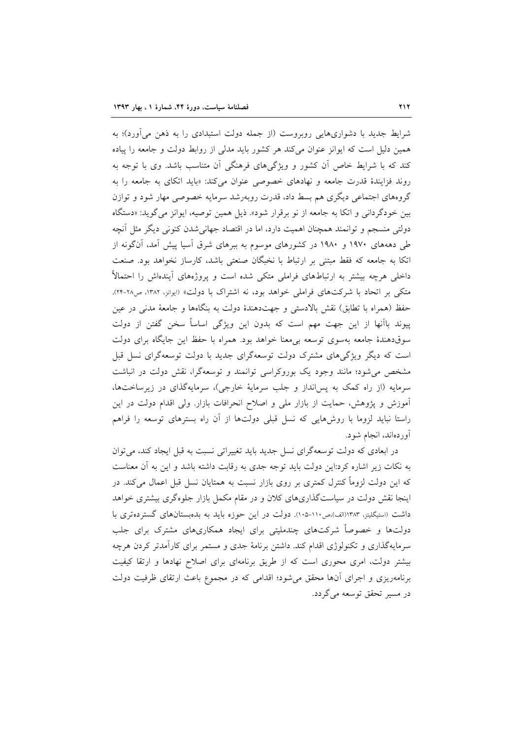شرایط جدید با دشواری‌هایی روبروست (از جمله دولت استبدادی را به ذهن می‌آورد)؛ به همین دلیل است که ایوانز عنوان می‌کند هر کشور باید مدلی از روابط دولت و جامعه را پیاده کند که با شرایط خاص آن کشور و ویژگی‌های فرهنگی آن متناسب باشد. وی با توجه به روند فزایندهٔ قدرت جامعه و نهادهای خصوصی عنوان می‌کند: «باید اتکای به جامعه را به گروه‌های اجتماعی دیگری هم بسط داد، قدرت روبه‌رشد سرمایه خصوصی مهار شود و توازن بین خودگردانی و اتکا به جامعه از نو برقرار شود». ذیل همین توصیه، ایوانز می‌گوید: «دستگاه دولتی منسجم و توانمند همچنان اهمیت دارد، اما در اقتصاد جهانی‌شدن کنونی دیگر مثل آنچه طی دهه‌های ۱۹۷۰ و ۱۹۸۰ در کشورهای موسوم به ببرهای شرق آسیا پیش آمد، آن‌گونه از اتکا به جامعه که فقط مبتنی بر ارتباط با نخبگان صنعتی باشد، کارساز نخواهد بود. صنعت داخلی هرچه بیشتر به ارتباطهای فراملی متکی شده است و پروژه‌های آینده‌اش را احتمالاً متکی بر اتحاد با شرکت‌های فراملی خواهد بود، نه اشتراک با دولت» (ایوانز، ۱۳۸۲، ص۲۸-۲۴). حفظ (همراه با تطابق) نقش بالادستی و جهت‌دهندهٔ دولت به بنگاه‌ها و جامعهٔ مدنی در عین پیوند باآنها از این جهت مهم است که بدون این ویژگی اساساً سخن گفتن از دولت سوق‌دهندهٔ جامعه به‌سوی توسعه بی‌معنا خواهد بود. همراه با حفظ این جایگاه برای دولت است که دیگر ویژگی‌های مشترک دولت توسعه‌گرای جدید با دولت توسعه‌گرای نسل قبل مشخص می‌شود؛ مانند وجود یک بوروکراسی توانمند و توسعه‌گرا، نقش دولت در انباشت سرمایه (از راه کمک به پس‌انداز و جلب سرمایهٔ خارجی)، سرمایه‌گذای در زیرساخت‌ها، آموزش و پژوهش، حمایت از بازار ملی و اصلاح انحرافات بازار. ولی اقدام دولت در این راستا نباید لزوما با روش‌هایی که نسل قبلی دولت‌ها از آن راه بسترهای توسعه را فراهم آورده‌اند، انجام شود.

در ابعادی که دولت توسعه‌گرای نسل جدید باید تغییراتی نسبت به قبل ایجاد کند، می‌توان به نکات زیر اشاره کرد:این دولت باید توجه جدی به رقابت داشته باشد و این به آن معناست که این دولت لزوماً کنترل کمتری بر روی بازار نسبت به همتایان نسل قبل اعمال می‌کند. در اینجا نقش دولت در سیاست‌گذاری‌های کلان و در مقام مکمل بازار جلوه‌گری بیشتری خواهد داشت (استیگلیتز، ۱۳۸۳(الف)،ص۱۱۰-۱۰۵). دولت در این حوزه باید به بده‌بستان‌های گسترده‌تری با دولت‌ها و خصوصاً شرکت‌های چندملیتی برای ایجاد همکاری‌های مشترک برای جلب سرمایه‌گذاری و تکنولوژی اقدام کند. داشتن برنامهٔ جدی و مستمر برای کارآمدتر کردن هرچه بیشتر دولت، امری محوری است که از طریق برنامه‌ای برای اصلاح نهادها و ارتقا کیفیت برنامه‌ریزی و اجرای آنها محقق می‌شود؛ اقدامی که در مجموع باعث ارتقای ظرفیت دولت در مسیر تحقق توسعه می‌گردد.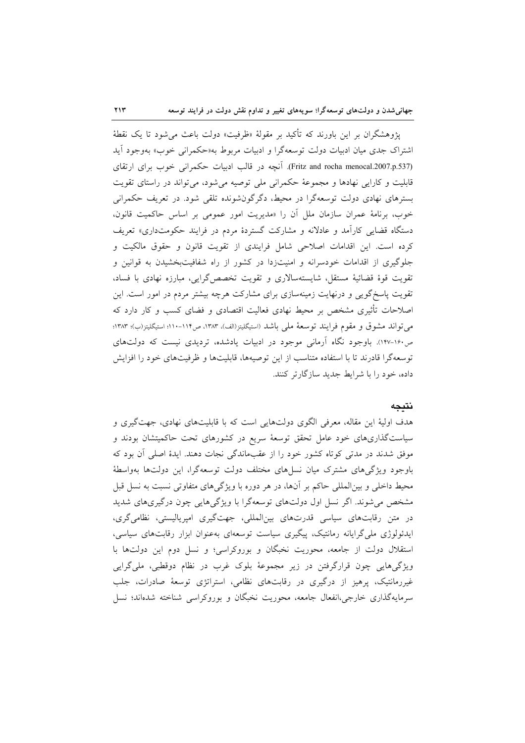پژوهشگران بر این باورند که تأکید بر مقولهٔ «ظرفیت» دولت باعث می‌شود تا یک نقطهٔ اشتراک جدی میان ادبیات دولت توسعه‌گرا و ادبیات مربوط به«حکمرانی خوب» به‌وجود آید (Fritz and rocha menocal.2007.p.537). آنچه در قالب ادبیات حکمرانی خوب برای ارتقای قابلیت و کارایی نهادها و مجموعهٔ حکمرانی ملی توصیه می‌شود، می‌تواند در راستای تقویت بسترهای نهادی دولت توسعه‌گرا در محیط، دگرگون‌شونده تلقی شود. در تعریف حکمرانی خوب، برنامهٔ عمران سازمان ملل آن را «مدیریت امور عمومی بر اساس حاکمیت قانون، دستگاه قضایی کارآمد و عادلانه و مشارکت گستردهٔ مردم در فرایند حکومت‌داری» تعریف کرده است. این اقدامات اصلاحی شامل فرایندی از تقویت قانون و حقوق مالکیت و جلوگیری از اقدامات خودسرانه و امنیت‌زدا در کشور از راه شفافیت‌بخشیدن به قوانین و تقویت قوهٔ قضائیهٔ مستقل، شایسته‌سالاری و تقویت تخصص‌گرایی، مبارزه نهادی با فساد، تقویت پاسخ‌گویی و درنهایت زمینه‌سازی برای مشارکت هرچه بیشتر مردم در امور است. این اصلاحات تأثیری مشخص بر محیط نهادی فعالیت اقتصادی و فضای کسب و کار دارد که می‌تواند مشوق و مقوم فرایند توسعهٔ ملی باشد (استیگلیتز(الف)، ۱۳۸۳، ص۱۱۴-۱۱۰؛ استیگلیتز(ب)؛ ۱۳۸۳؛ ص۱۶۰-۱۴۷). باوجود نگاه آرمانی موجود در ادبیات یادشده، تردیدی نیست که دولت‌های توسعه‌گرا قادرند تا با استفاده متناسب از این توصیه‌ها، قابلیت‌ها و ظرفیت‌های خود را افزایش داده، خود را با شرایط جدید سازگارتر کنند.

## نتیجه

هدف اولیهٔ این مقاله، معرفی الگوی دولت‌هایی است که با قابلیت‌های نهادی، جهت‌گیری و سیاست‌گذاری‌های خود عامل تحقق توسعهٔ سریع در کشورهای تحت حاکمیتشان بودند و موفق شدند در مدتی کوتاه کشور خود را از عقب‌ماندگی نجات دهند. ایدهٔ اصلی آن بود که باوجود ویژگی‌های مشترک میان نسل‌های مختلف دولت توسعه‌گرا، این دولت‌ها به‌واسطهٔ محیط داخلی و بین‌المللی حاکم بر آن‌ها، در هر دوره با ویژگی‌های متفاوتی نسبت به نسل قبل مشخص می‌شوند. اگر نسل اول دولت‌های توسعه‌گرا با ویژگی‌هایی چون درگیری‌های شدید در متن رقابت‌های سیاسی قدرت‌های بین‌المللی، جهت‌گیری امپریالیستی، نظامی‌گری، ایدئولوژی ملی‌گرایانه رمانتیک، پیگیری سیاست توسعه‌ای به‌عنوان ابزار رقابت‌های سیاسی، استقلال دولت از جامعه، محوریت نخبگان و بوروکراسی؛ و نسل دوم این دولت‌ها با ویژگی‌هایی چون قرارگرفتن در زیر مجموعهٔ بلوک غرب در نظام دوقطبی، ملی‌گرایی غیررمانتیک، پرهیز از درگیری در رقابت‌های نظامی، استراتژی توسعهٔ صادرات، جلب سرمایه‌گذاری خارجی،انفعال جامعه، محوریت نخبگان و بوروکراسی شناخته شده‌اند؛ نسل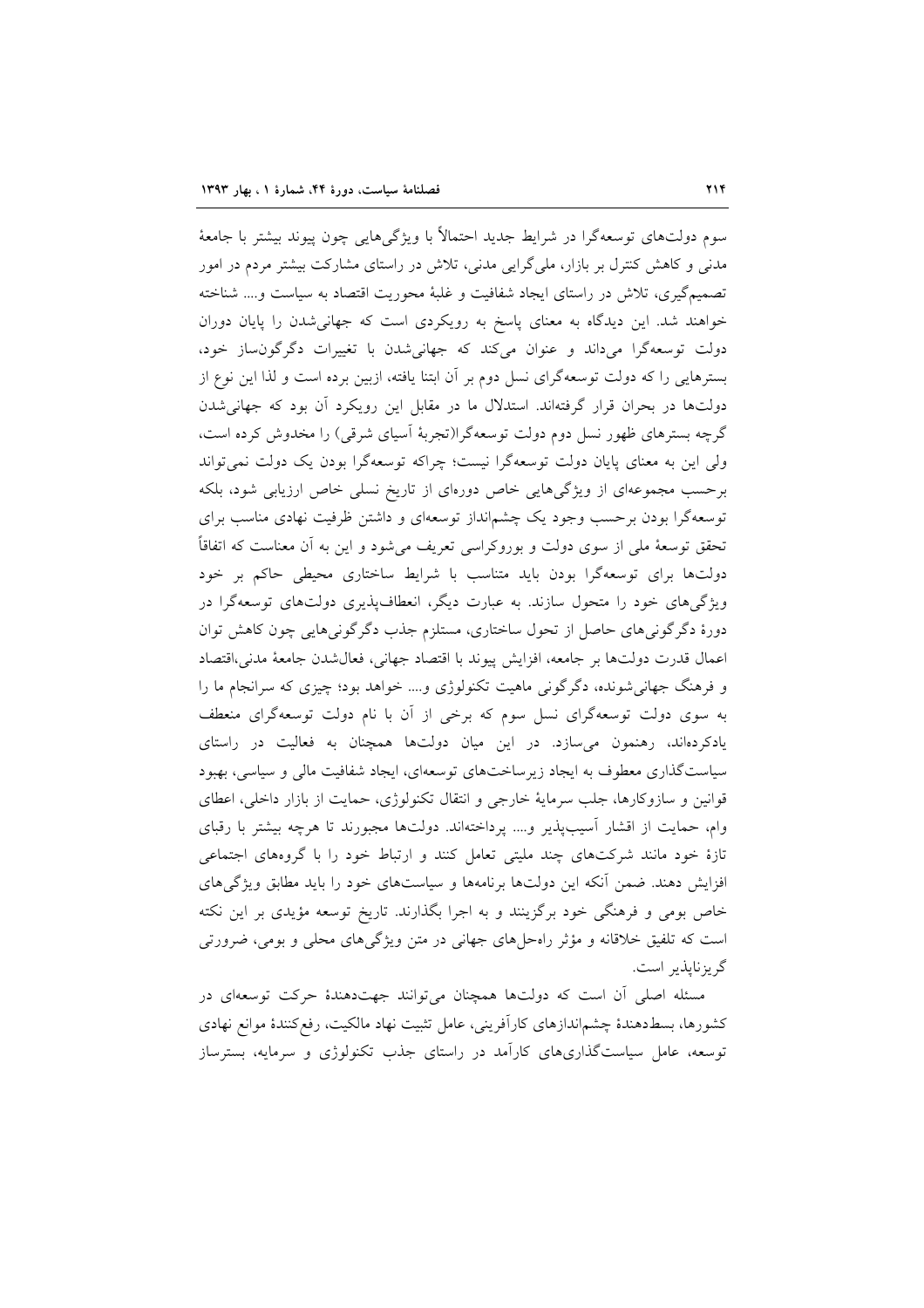سوم دولت‌های توسعه‌گرا در شرایط جدید احتمالاً با ویژگی‌هایی چون پیوند بیشتر با جامعهٔ مدنی و کاهش کنترل بر بازار، ملی‌گرایی مدنی، تلاش در راستای مشارکت بیشتر مردم در امور تصمیم‌گیری، تلاش در راستای ایجاد شفافیت و غلبهٔ محوریت اقتصاد به سیاست و.... شناخته خواهند شد. این دیدگاه به معنای پاسخ به رویکردی است که جهانی‌شدن را پایان دوران دولت توسعه‌گرا می‌داند و عنوان می‌کند که جهانی‌شدن با تغییرات دگرگون‌ساز خود، بسترهایی را که دولت توسعه‌گرای نسل دوم بر آن ابتنا یافته، ازبین برده است و لذا این نوع از دولت‌ها در بحران قرار گرفته‌اند. استدلال ما در مقابل این رویکرد آن بود که جهانی‌شدن گرچه بسترهای ظهور نسل دوم دولت توسعه‌گرا(تجربهٔ آسیای شرقی) را مخدوش کرده است، ولی این به معنای پایان دولت توسعه‌گرا نیست؛ چراکه توسعه‌گرا بودن یک دولت نمی‌تواند برحسب مجموعه‌ای از ویژگی‌هایی خاص دوره‌ای از تاریخ نسلی خاص ارزیابی شود، بلکه توسعه‌گرا بودن برحسب وجود یک چشم‌انداز توسعه‌ای و داشتن ظرفیت نهادی مناسب برای تحقق توسعهٔ ملی از سوی دولت و بوروکراسی تعریف می‌شود و این به آن معناست که اتفاقاً دولت‌ها برای توسعه‌گرا بودن باید متناسب با شرایط ساختاری محیطی حاکم بر خود ویژگی‌های خود را متحول سازند. به عبارت دیگر، انعطاف‌پذیری دولت‌های توسعه‌گرا در دورهٔ دگرگونی‌های حاصل از تحول ساختاری، مستلزم جذب دگرگونی‌هایی چون کاهش توان اعمال قدرت دولت‌ها بر جامعه، افزایش پیوند با اقتصاد جهانی، فعال‌شدن جامعهٔ مدنی،اقتصاد و فرهنگ جهانی‌شونده، دگرگونی ماهیت تکنولوژی و.... خواهد بود؛ چیزی که سرانجام ما را به سوی دولت توسعه‌گرای نسل سوم که برخی از آن با نام دولت توسعه‌گرای منعطف یادکرده‌اند، رهنمون می‌سازد. در این میان دولت‌ها همچنان به فعالیت در راستای سیاست‌گذاری معطوف به ایجاد زیرساخت‌های توسعه‌ای، ایجاد شفافیت مالی و سیاسی، بهبود قوانین و سازوکارها، جلب سرمایهٔ خارجی و انتقال تکنولوژی، حمایت از بازار داخلی، اعطای وام، حمایت از اقشار آسیب‌پذیر و.... پرداخته‌اند. دولت‌ها مجبورند تا هرچه بیشتر با رقبای تازهٔ خود مانند شرکت‌های چند ملیتی تعامل کنند و ارتباط خود را با گروه‌های اجتماعی افزایش دهند. ضمن آنکه این دولت‌ها برنامه‌ها و سیاست‌های خود را باید مطابق ویژگی‌های خاص بومی و فرهنگی خود برگزینند و به اجرا بگذارند. تاریخ توسعه مؤیدی بر این نکته است که تلفیق خلاقانه و مؤثر راه‌حل‌های جهانی در متن ویژگی‌های محلی و بومی، ضرورتی گریزناپذیر است.

مسئله اصلی آن است که دولت‌ها همچنان می‌توانند جهت‌دهندهٔ حرکت توسعه‌ای در کشورها، بسط‌دهندهٔ چشم‌اندازهای کارآفرینی، عامل تثبیت نهاد مالکیت، رفع‌کنندهٔ موانع نهادی توسعه، عامل سیاست‌گذاری‌های کارآمد در راستای جذب تکنولوژی و سرمایه، بسترساز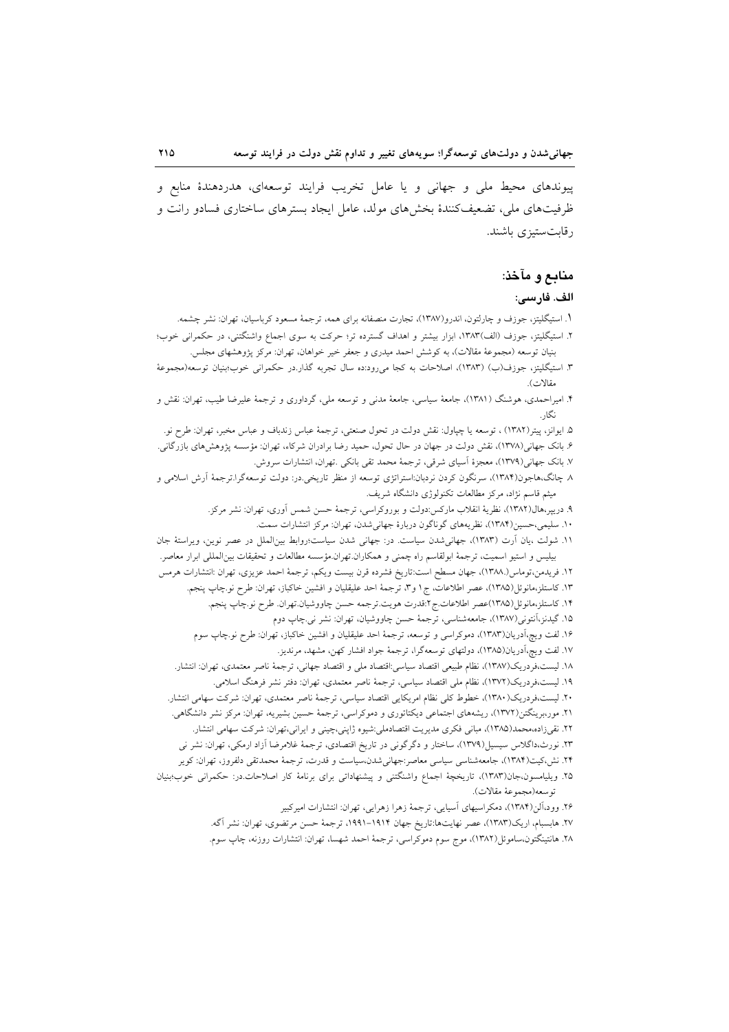پیوندهای محیط ملی و جهانی و یا عامل تخریب فرایند توسعه‌ای، هدردهندهٔ منابع و ظرفیت‌های ملی، تضعیف‌کنندهٔ بخش‌های مولد، عامل ایجاد بسترهای ساختاری فسادو رانت و رقابت‌ستیزی باشند.

## منابع و مآخذ:

### الف. فارسی:

۱. استیگلیتز، جوزف و چارلتون، اندرو(۱۳۸۷)، تجارت منصفانه برای همه، ترجمهٔ مسعود کرباسیان، تهران: نشر چشمه.

۲. استیگلیتز، جوزف (الف)۱۳۸۳، ابزار بیشتر و اهداف گسترده تر؛ حرکت به سوی اجماع واشنگتنی، در حکمرانی خوب؛ بنیان توسعه (مجموعهٔ مقالات)، به کوشش احمد میدری و جعفر خیر خواهان، تهران: مرکز پژوهشهای مجلس.

۳. استیگلیتز، جوزف(ب) (۱۳۸۳)، اصلاحات به کجا می‌رود:ده سال تجربه گذار.در حکمرانی خوب؛بنیان توسعه(مجموعهٔ مقالات).

۴. امیراحمدی، هوشنگ (۱۳۸۱)، جامعهٔ سیاسی، جامعهٔ مدنی و توسعه ملی، گردآوری و ترجمهٔ علیرضا طیب، تهران: نقش و نگار.

۵. ایوانز، پیتر(۱۳۸۲) ، توسعه یا چپاول: نقش دولت در تحول صنعتی، ترجمهٔ عباس زندباف و عباس مخبر، تهران: طرح نو.

۶. بانک جهانی(۱۳۷۸)، نقش دولت در جهان در حال تحول، حمید رضا برادران شرکاء، تهران: مؤسسه پژوهش‌های بازرگانی.

۷. بانک جهانی(۱۳۷۹)، معجزهٔ آسیای شرقی، ترجمهٔ محمد تقی بانکی .تهران، انتشارات سروش.

۸. چانگ،هاجون(۱۳۸۴)، سرنگون کردن نردبان:استراتژی توسعه از منظر تاریخی.در: دولت توسعه‌گرا.ترجمهٔ آرش اسلامی و میثم قاسم نژاد، مرکز مطالعات تکنولوژی دانشگاه شریف.

۹. درپیر،هال(۱۳۸۲)، نظریهٔ انقلاب مارکس:دولت و بوروکراسی، ترجمهٔ حسن شمس آوری، تهران: نشر مرکز.

۱۰. سلیمی،حسین(۱۳۸۴)، نظریه‌های گوناگون دربارهٔ جهانی‌شدن، تهران: مرکز انتشارات سمت.

۱۱. شولت ،یان آرت (۱۳۸۳)، جهانی‌شدن سیاست. در: جهانی شدن سیاست؛روابط بین‌الملل در عصر نوین، ویراستهٔ جان بیلیس و استیو اسمیت، ترجمهٔ ابولقاسم راه چمنی و همکاران.تهران.مؤسسه مطالعات و تحقیقات بین‌المللی ابرار معاصر.

۱۲. فریدمن،توماس(۱۳۸۸)، جهان مسطح است:تاریخ فشرده قرن بیست ویکم، ترجمهٔ احمد عزیزی، تهران :انتشارات هرمس

۱۳. کاستلز،مانوئل(۱۳۸۵)، عصر اطلاعات، ج۱ و۳، ترجمهٔ احد علیقلیان و افشین خاکباز، تهران: طرح نو.چاپ پنجم.

۱۴. کاستلز،مانوئل(۱۳۸۵)عصر اطلاعات.ج۲:قدرت هویت.ترجمه حسن چاووشیان.تهران. طرح نو.چاپ پنجم.

۱۵. گیدنز،آنتونی(۱۳۸۷)، جامعه‌شناسی، ترجمهٔ حسن چاووشیان، تهران: نشر نی.چاپ دوم

۱۶. لفت ویچ،آدریان(۱۳۸۳)، دموکراسی و توسعه، ترجمهٔ احد علیقلیان و افشین خاکباز، تهران: طرح نو.چاپ سوم

۱۷. لفت ویچ،آدریان(۱۳۸۵)، دولتهای توسعه‌گرا، ترجمهٔ جواد افشار کهن، مشهد، مرندیز.

۱۸. لیست،فردریک(۱۳۸۷)، نظام طبیعی اقتصاد سیاسی:اقتصاد ملی و اقتصاد جهانی، ترجمهٔ ناصر معتمدی، تهران: انتشار.

۱۹. لیست،فردریک(۱۳۷۲)، نظام ملی اقتصاد سیاسی، ترجمهٔ ناصر معتمدی، تهران: دفتر نشر فرهنگ اسلامی.

۲۰. لیست،فردریک(۱۳۸۰)، خطوط کلی نظام امریکایی اقتصاد سیاسی، ترجمهٔ ناصر معتمدی، تهران: شرکت سهامی انتشار.

۲۱. مور،برینگتن(۱۳۷۲)، ریشه‌های اجتماعی دیکتاتوری و دموکراسی، ترجمهٔ حسین بشیریه، تهران: مرکز نشر دانشگاهی.

۲۲. نقی‌زاده،محمد(۱۳۸۵)، مبانی فکری مدیریت اقتصادملی:شیوه ژاپنی،چینی و ایرانی،تهران: شرکت سهامی انتشار.

۲۳. نورث،داگلاس سیسیل(۱۳۷۹)، ساختار و دگرگونی در تاریخ اقتصادی، ترجمهٔ غلامرضا آزاد ارمکی، تهران: نشر نی

۲۴. نش،کیت(۱۳۸۴)، جامعه‌شناسی سیاسی معاصر:جهانی‌شدن،سیاست و قدرت، ترجمهٔ محمدتقی دلفروز، تهران: کویر

۲۵. ویلیامسون،جان(۱۳۸۳)، تاریخچهٔ اجماع واشنگتنی و پیشنهاداتی برای برنامهٔ کار اصلاحات.در: حکمرانی خوب؛بنیان توسعه(مجموعهٔ مقالات).

۲۶. وود،آلن(۱۳۸۴)، دمکراسیهای آسیایی، ترجمهٔ زهرا زهرایی، تهران: انتشارات امیرکبیر

۲۷. هابسبام، اریک(۱۳۸۳)، عصر نهایت‌ها:تاریخ جهان ۱۹۱۴-۱۹۹۱، ترجمهٔ حسن مرتضوی، تهران: نشر آگه.

۲۸. هانتینگتون،ساموئل(۱۳۸۲)، موج سوم دموکراسی، ترجمهٔ احمد شهسا، تهران: انتشارات روزنه، چاپ سوم.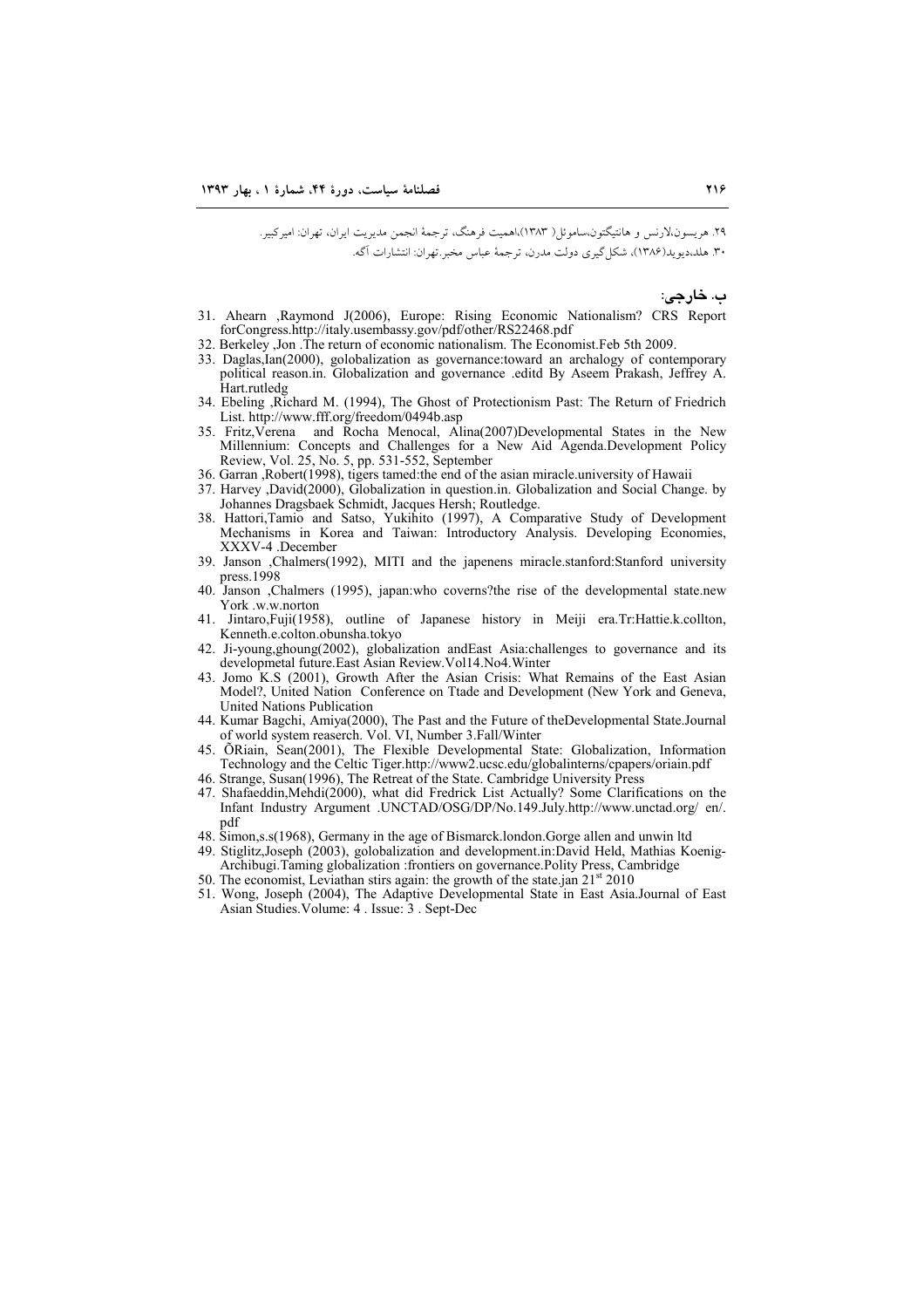۲۹. هریسون،لارنس و هانتیگتون،ساموئل( ۱۳۸۳)،اهمیت فرهنگ، ترجمهٔ انجمن مدیریت ایران، تهران: امیرکبیر.

۳۰. هلد،دیوید(۱۳۸۶)، شکل‌گیری دولت مدرن، ترجمهٔ عباس مخبر.تهران: انتشارات آگه.

### ب. خارجی:

31. Ahearn ,Raymond J(2006), Europe: Rising Economic Nationalism? CRS Report forCongress.http://italy.usembassy.gov/pdf/other/RS22468.pdf
32. Berkeley ,Jon .The return of economic nationalism. The Economist.Feb 5th 2009.
33. Daglas,Ian(2000), golobalization as governance:toward an archalogy of contemporary political reason.in. Globalization and governance .editd By Aseem Prakash, Jeffrey A. Hart.rutledg
34. Ebeling ,Richard M. (1994), The Ghost of Protectionism Past: The Return of Friedrich List. http://www.fff.org/freedom/0494b.asp
35. Fritz,Verena and Rocha Menocal, Alina(2007)Developmental States in the New Millennium: Concepts and Challenges for a New Aid Agenda.Development Policy Review, Vol. 25, No. 5, pp. 531-552, September
36. Garran ,Robert(1998), tigers tamed:the end of the asian miracle.university of Hawaii
37. Harvey ,David(2000), Globalization in question.in. Globalization and Social Change. by Johannes Dragsbaek Schmidt, Jacques Hersh; Routledge.
38. Hattori,Tamio and Satso, Yukihito (1997), A Comparative Study of Development Mechanisms in Korea and Taiwan: Introductory Analysis. Developing Economies, XXXV-4 .December
39. Janson ,Chalmers(1992), MITI and the japenens miracle.stanford:Stanford university press.1998
40. Janson ,Chalmers (1995), japan:who coverns?the rise of the developmental state.new York .w.w.norton
41. Jintaro,Fuji(1958), outline of Japanese history in Meiji era.Tr:Hattie.k.collton, Kenneth.e.colton.obunsha.tokyo
42. Ji-young,ghoung(2002), globalization andEast Asia:challenges to governance and its developmetal future.East Asian Review.Vol14.No4.Winter
43. Jomo K.S (2001), Growth After the Asian Crisis: What Remains of the East Asian Model?, United Nation Conference on Ttade and Development (New York and Geneva, United Nations Publication
44. Kumar Bagchi, Amiya(2000), The Past and the Future of theDevelopmental State.Journal of world system reaserch. Vol. VI, Number 3.Fall/Winter
45. ÕRiain, Sean(2001), The Flexible Developmental State: Globalization, Information Technology and the Celtic Tiger.http://www2.ucsc.edu/globalinterns/cpapers/oriain.pdf
46. Strange, Susan(1996), The Retreat of the State. Cambridge University Press
47. Shafaeddin,Mehdi(2000), what did Fredrick List Actually? Some Clarifications on the Infant Industry Argument .UNCTAD/OSG/DP/No.149.July.http://www.unctad.org/ en/. pdf
48. Simon,s.s(1968), Germany in the age of Bismarck.london.Gorge allen and unwin ltd
49. Stiglitz,Joseph (2003), golobalization and development.in:David Held, Mathias Koenig-Archibugi.Taming globalization :frontiers on governance.Polity Press, Cambridge
50. The economist, Leviathan stirs again: the growth of the state.jan 21st 2010
51. Wong, Joseph (2004), The Adaptive Developmental State in East Asia.Journal of East Asian Studies.Volume: 4 . Issue: 3 . Sept-Dec